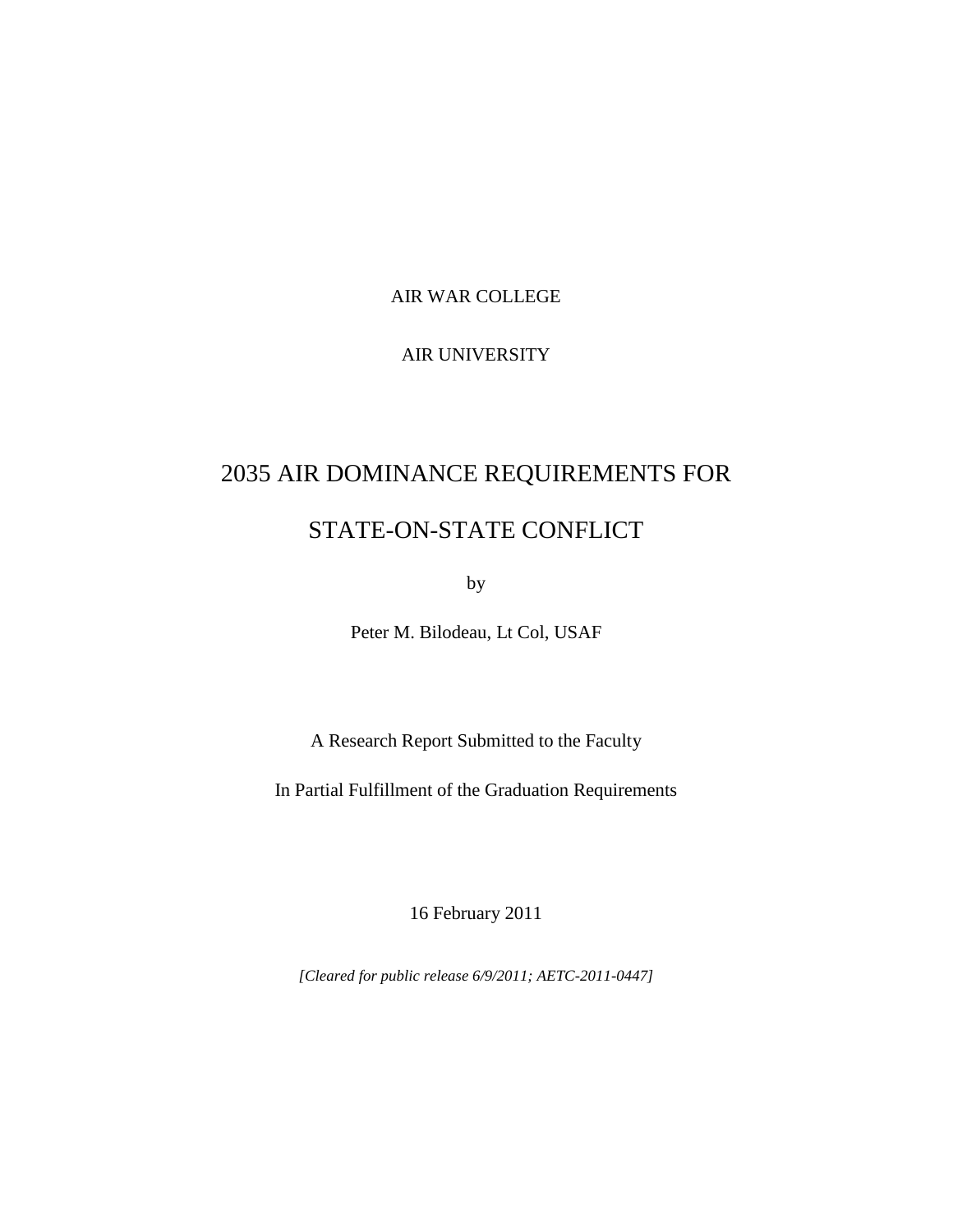AIR WAR COLLEGE

AIR UNIVERSITY

# 2035 AIR DOMINANCE REQUIREMENTS FOR STATE-ON-STATE CONFLICT

by

Peter M. Bilodeau, Lt Col, USAF

A Research Report Submitted to the Faculty

In Partial Fulfillment of the Graduation Requirements

16 February 2011

*[Cleared for public release 6/9/2011; AETC-2011-0447]*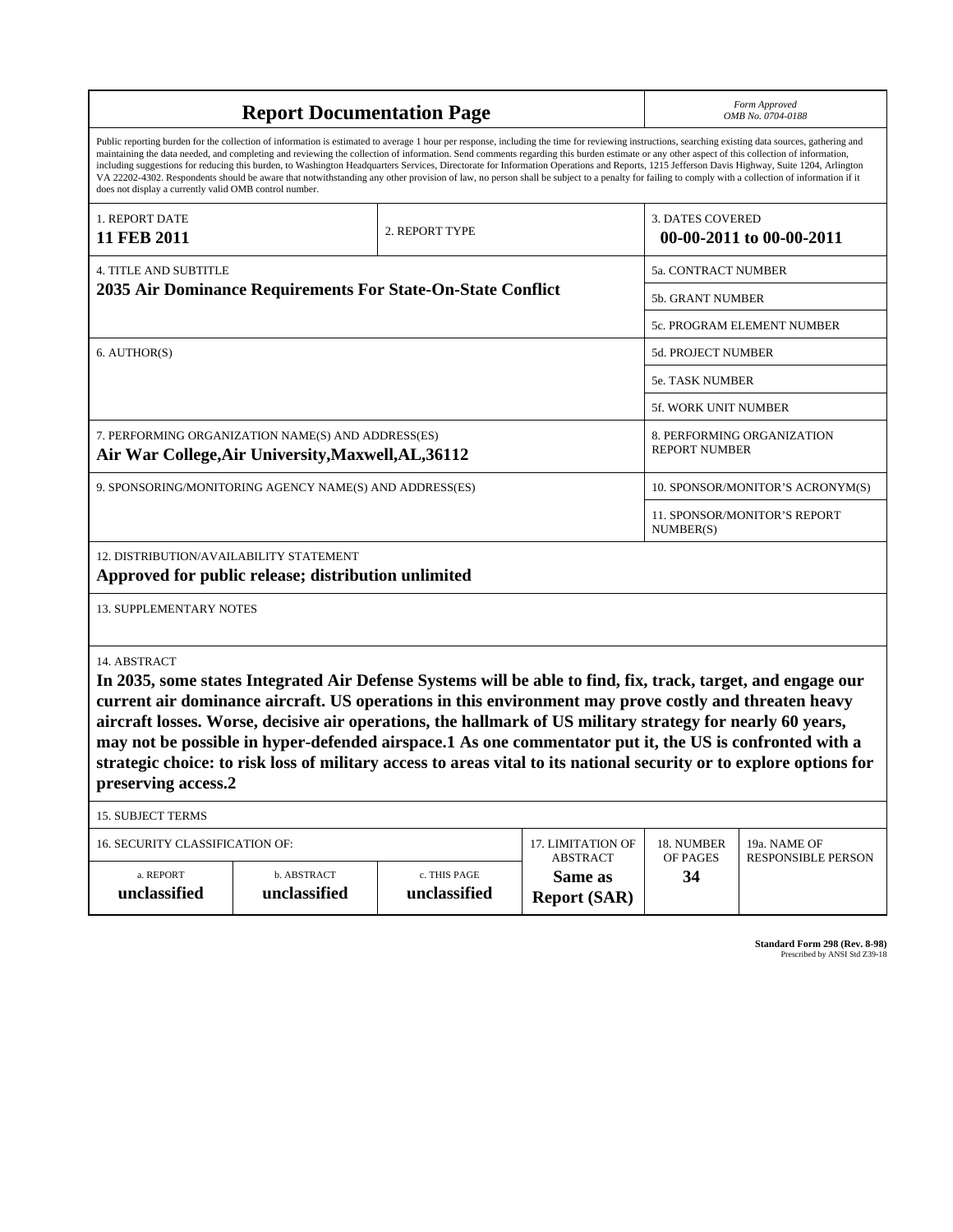# Report Documentation Page

*Form Approved*
*OMB No. 0704-0188*

Public reporting burden for the collection of information is estimated to average 1 hour per response, including the time for reviewing instructions, searching existing data sources, gathering and maintaining the data needed, and completing and reviewing the collection of information. Send comments regarding this burden estimate or any other aspect of this collection of information, including suggestions for reducing this burden, to Washington Headquarters Services, Directorate for Information Operations and Reports, 1215 Jefferson Davis Highway, Suite 1204, Arlington VA 22202-4302. Respondents should be aware that notwithstanding any other provision of law, no person shall be subject to a penalty for failing to comply with a collection of information if it does not display a currently valid OMB control number.

| 1. REPORT DATE | 2. REPORT TYPE | 3. DATES COVERED |
|---|---|---|
| **11 FEB 2011** | | **00-00-2011 to 00-00-2011** |

| 4. TITLE AND SUBTITLE | |
|---|---|
| **2035 Air Dominance Requirements For State-On-State Conflict** | 5a. CONTRACT NUMBER |
| | 5b. GRANT NUMBER |
| | 5c. PROGRAM ELEMENT NUMBER |
| 6. AUTHOR(S) | 5d. PROJECT NUMBER |
| | 5e. TASK NUMBER |
| | 5f. WORK UNIT NUMBER |
| 7. PERFORMING ORGANIZATION NAME(S) AND ADDRESS(ES) **Air War College,Air University,Maxwell,AL,36112** | 8. PERFORMING ORGANIZATION REPORT NUMBER |
| 9. SPONSORING/MONITORING AGENCY NAME(S) AND ADDRESS(ES) | 10. SPONSOR/MONITOR'S ACRONYM(S) |
| | 11. SPONSOR/MONITOR'S REPORT NUMBER(S) |

12. DISTRIBUTION/AVAILABILITY STATEMENT

**Approved for public release; distribution unlimited**

13. SUPPLEMENTARY NOTES

14. ABSTRACT

**In 2035, some states Integrated Air Defense Systems will be able to find, fix, track, target, and engage our current air dominance aircraft. US operations in this environment may prove costly and threaten heavy aircraft losses. Worse, decisive air operations, the hallmark of US military strategy for nearly 60 years, may not be possible in hyper-defended airspace.1 As one commentator put it, the US is confronted with a strategic choice: to risk loss of military access to areas vital to its national security or to explore options for preserving access.2**

15. SUBJECT TERMS

| 16. SECURITY CLASSIFICATION OF: | | | 17. LIMITATION OF ABSTRACT | 18. NUMBER OF PAGES | 19a. NAME OF RESPONSIBLE PERSON |
|---|---|---|---|---|---|
| a. REPORT | b. ABSTRACT | c. THIS PAGE | | | |
| **unclassified** | **unclassified** | **unclassified** | **Same as Report (SAR)** | **34** | |

**Standard Form 298 (Rev. 8-98)**
Prescribed by ANSI Std Z39-18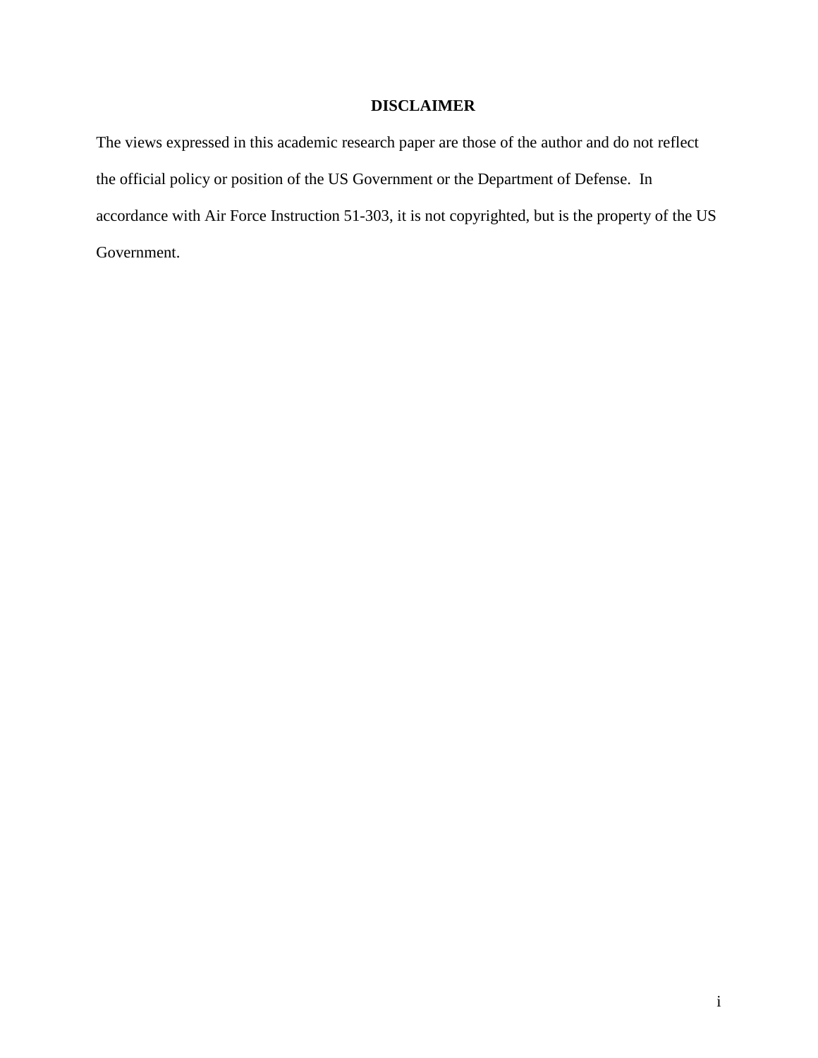## DISCLAIMER

The views expressed in this academic research paper are those of the author and do not reflect the official policy or position of the US Government or the Department of Defense. In accordance with Air Force Instruction 51-303, it is not copyrighted, but is the property of the US Government.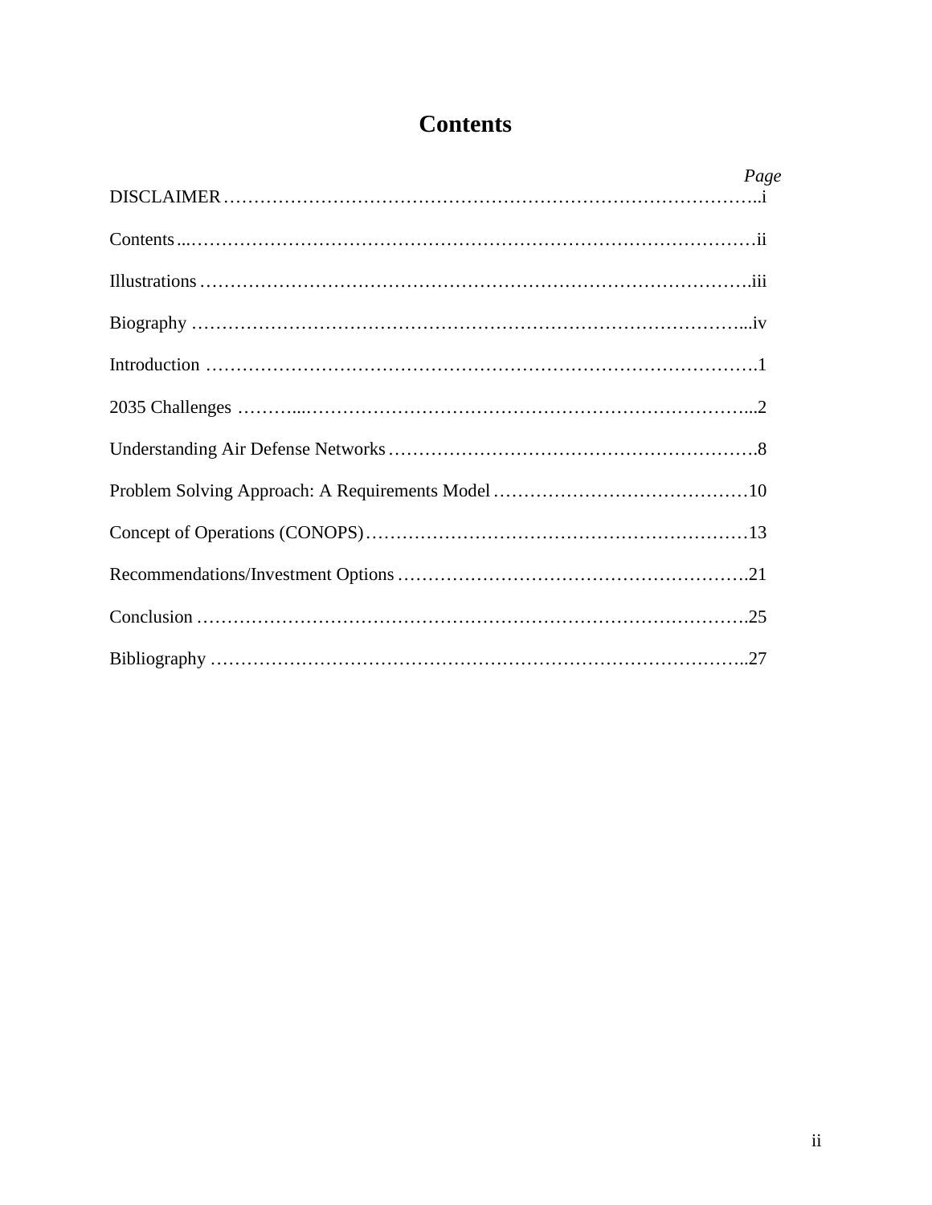# Contents

| | *Page* |
|---|---|
| DISCLAIMER | i |
| Contents | ii |
| Illustrations | iii |
| Biography | iv |
| Introduction | 1 |
| 2035 Challenges | 2 |
| Understanding Air Defense Networks | 8 |
| Problem Solving Approach: A Requirements Model | 10 |
| Concept of Operations (CONOPS) | 13 |
| Recommendations/Investment Options | 21 |
| Conclusion | 25 |
| Bibliography | 27 |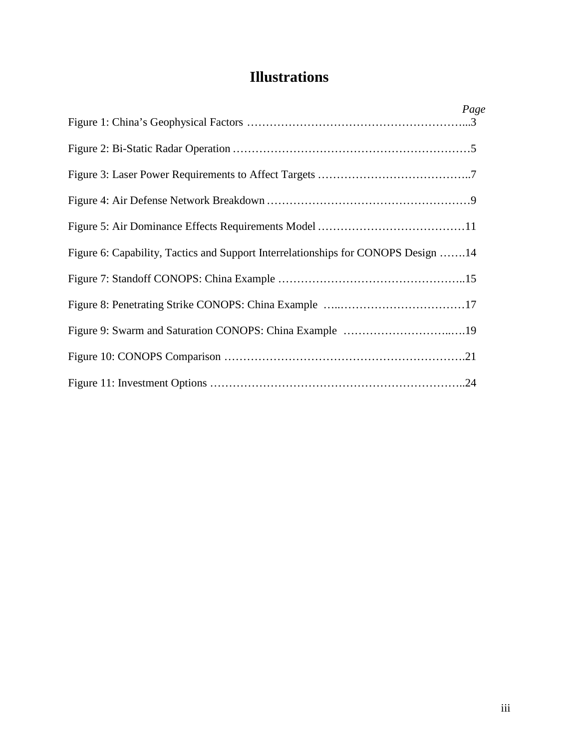# Illustrations

| | *Page* |
|---|---|
| Figure 1: China's Geophysical Factors | 3 |
| Figure 2: Bi-Static Radar Operation | 5 |
| Figure 3: Laser Power Requirements to Affect Targets | 7 |
| Figure 4: Air Defense Network Breakdown | 9 |
| Figure 5: Air Dominance Effects Requirements Model | 11 |
| Figure 6: Capability, Tactics and Support Interrelationships for CONOPS Design | 14 |
| Figure 7: Standoff CONOPS: China Example | 15 |
| Figure 8: Penetrating Strike CONOPS: China Example | 17 |
| Figure 9: Swarm and Saturation CONOPS: China Example | 19 |
| Figure 10: CONOPS Comparison | 21 |
| Figure 11: Investment Options | 24 |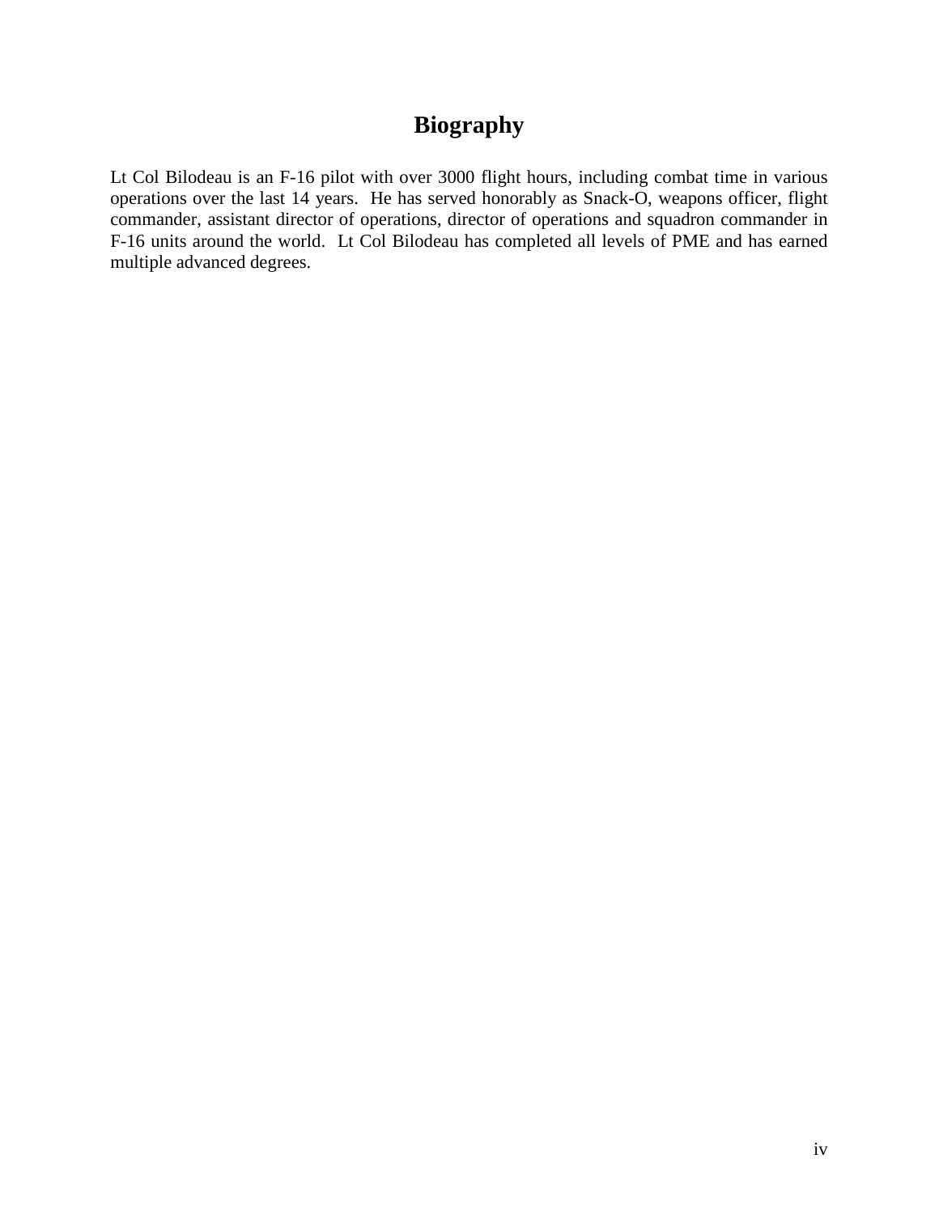# Biography

Lt Col Bilodeau is an F-16 pilot with over 3000 flight hours, including combat time in various operations over the last 14 years. He has served honorably as Snack-O, weapons officer, flight commander, assistant director of operations, director of operations and squadron commander in F-16 units around the world. Lt Col Bilodeau has completed all levels of PME and has earned multiple advanced degrees.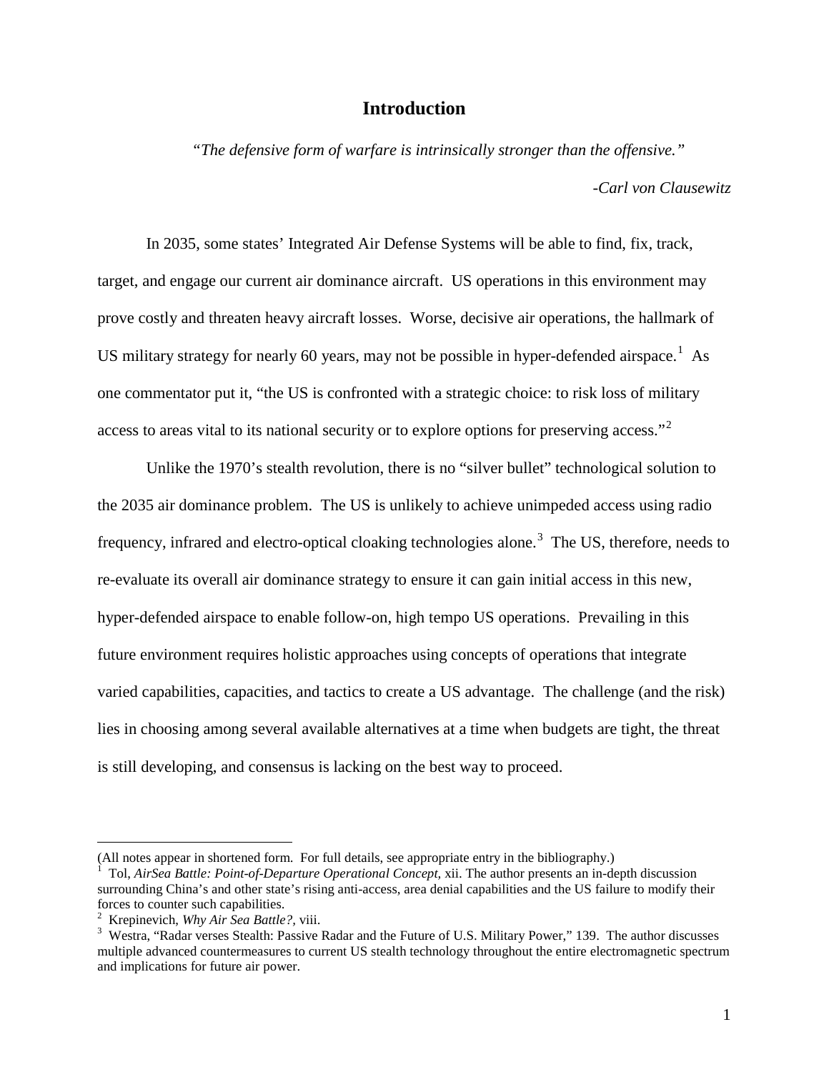# Introduction

*"The defensive form of warfare is intrinsically stronger than the offensive."*

*-Carl von Clausewitz*

In 2035, some states' Integrated Air Defense Systems will be able to find, fix, track, target, and engage our current air dominance aircraft. US operations in this environment may prove costly and threaten heavy aircraft losses. Worse, decisive air operations, the hallmark of US military strategy for nearly 60 years, may not be possible in hyper-defended airspace.[1] As one commentator put it, "the US is confronted with a strategic choice: to risk loss of military access to areas vital to its national security or to explore options for preserving access."[2]

Unlike the 1970's stealth revolution, there is no "silver bullet" technological solution to the 2035 air dominance problem. The US is unlikely to achieve unimpeded access using radio frequency, infrared and electro-optical cloaking technologies alone.[3] The US, therefore, needs to re-evaluate its overall air dominance strategy to ensure it can gain initial access in this new, hyper-defended airspace to enable follow-on, high tempo US operations. Prevailing in this future environment requires holistic approaches using concepts of operations that integrate varied capabilities, capacities, and tactics to create a US advantage. The challenge (and the risk) lies in choosing among several available alternatives at a time when budgets are tight, the threat is still developing, and consensus is lacking on the best way to proceed.

---

(All notes appear in shortened form. For full details, see appropriate entry in the bibliography.)

[1] Tol, *AirSea Battle: Point-of-Departure Operational Concept,* xii. The author presents an in-depth discussion surrounding China's and other state's rising anti-access, area denial capabilities and the US failure to modify their forces to counter such capabilities.

[2] Krepinevich, *Why Air Sea Battle?,* viii.

[3] Westra, "Radar verses Stealth: Passive Radar and the Future of U.S. Military Power," 139. The author discusses multiple advanced countermeasures to current US stealth technology throughout the entire electromagnetic spectrum and implications for future air power.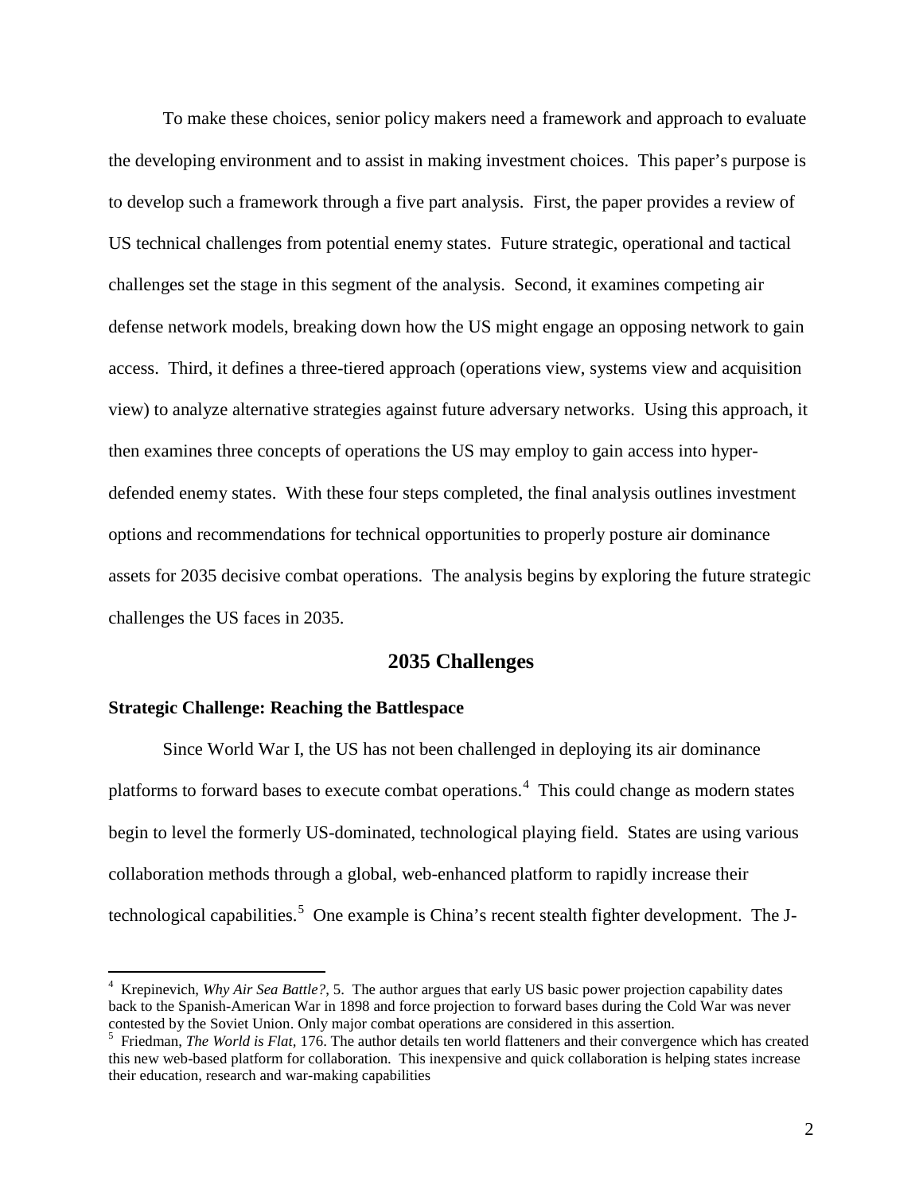To make these choices, senior policy makers need a framework and approach to evaluate the developing environment and to assist in making investment choices. This paper's purpose is to develop such a framework through a five part analysis. First, the paper provides a review of US technical challenges from potential enemy states. Future strategic, operational and tactical challenges set the stage in this segment of the analysis. Second, it examines competing air defense network models, breaking down how the US might engage an opposing network to gain access. Third, it defines a three-tiered approach (operations view, systems view and acquisition view) to analyze alternative strategies against future adversary networks. Using this approach, it then examines three concepts of operations the US may employ to gain access into hyper-defended enemy states. With these four steps completed, the final analysis outlines investment options and recommendations for technical opportunities to properly posture air dominance assets for 2035 decisive combat operations. The analysis begins by exploring the future strategic challenges the US faces in 2035.

## 2035 Challenges

### Strategic Challenge: Reaching the Battlespace

Since World War I, the US has not been challenged in deploying its air dominance platforms to forward bases to execute combat operations.[4] This could change as modern states begin to level the formerly US-dominated, technological playing field. States are using various collaboration methods through a global, web-enhanced platform to rapidly increase their technological capabilities.[5] One example is China's recent stealth fighter development. The J-

---

[4] Krepinevich, *Why Air Sea Battle?*, 5. The author argues that early US basic power projection capability dates back to the Spanish-American War in 1898 and force projection to forward bases during the Cold War was never contested by the Soviet Union. Only major combat operations are considered in this assertion.

[5] Friedman, *The World is Flat*, 176. The author details ten world flatteners and their convergence which has created this new web-based platform for collaboration. This inexpensive and quick collaboration is helping states increase their education, research and war-making capabilities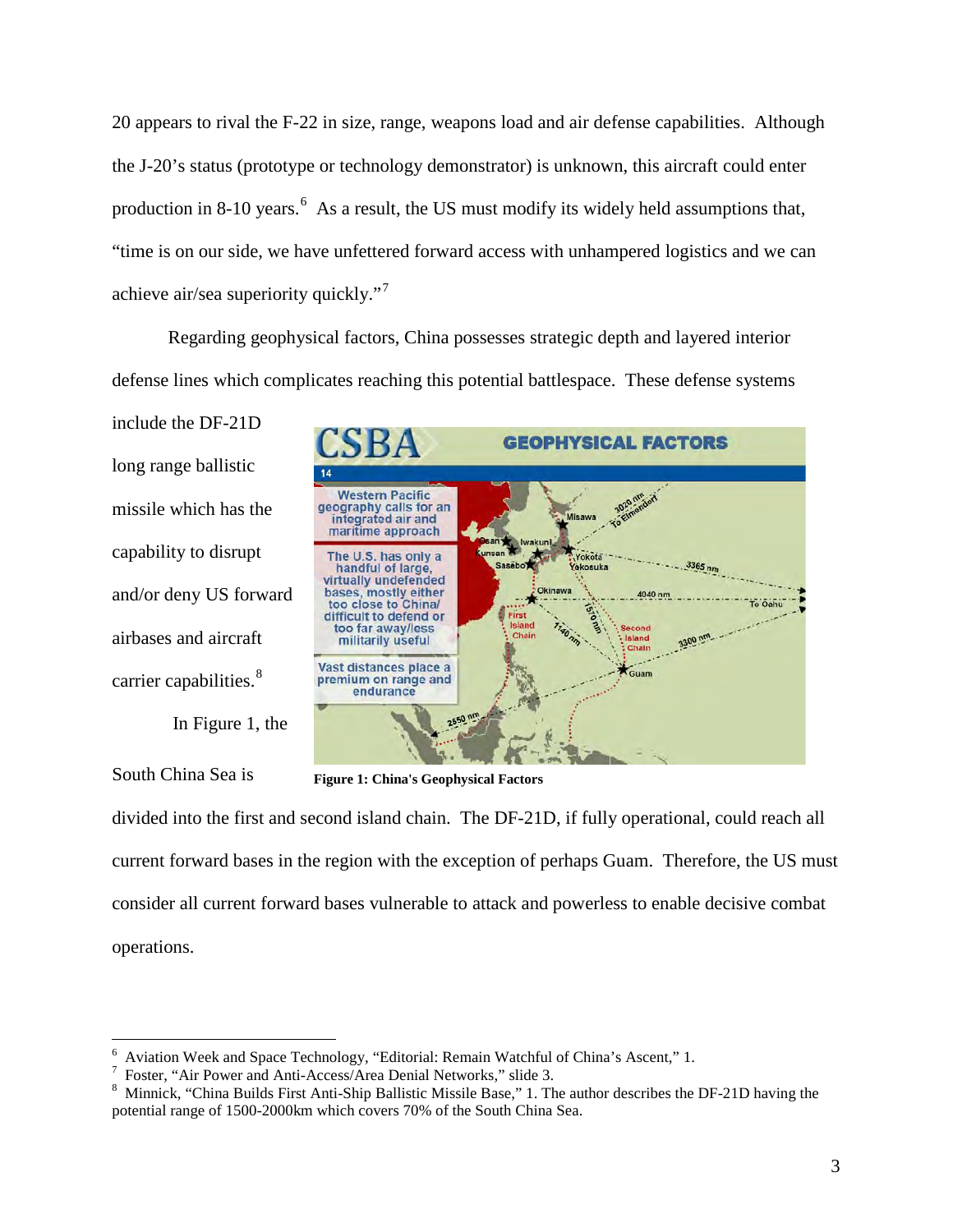20 appears to rival the F-22 in size, range, weapons load and air defense capabilities. Although the J-20's status (prototype or technology demonstrator) is unknown, this aircraft could enter production in 8-10 years.[6] As a result, the US must modify its widely held assumptions that, "time is on our side, we have unfettered forward access with unhampered logistics and we can achieve air/sea superiority quickly."[7]

Regarding geophysical factors, China possesses strategic depth and layered interior defense lines which complicates reaching this potential battlespace. These defense systems include the DF-21D long range ballistic missile which has the capability to disrupt and/or deny US forward airbases and aircraft carrier capabilities.[8]

In Figure 1, the South China Sea is divided into the first and second island chain. The DF-21D, if fully operational, could reach all current forward bases in the region with the exception of perhaps Guam. Therefore, the US must consider all current forward bases vulnerable to attack and powerless to enable decisive combat operations.

**Figure 1: China's Geophysical Factors**

---

[6] Aviation Week and Space Technology, "Editorial: Remain Watchful of China's Ascent," 1.

[7] Foster, "Air Power and Anti-Access/Area Denial Networks," slide 3.

[8] Minnick, "China Builds First Anti-Ship Ballistic Missile Base," 1. The author describes the DF-21D having the potential range of 1500-2000km which covers 70% of the South China Sea.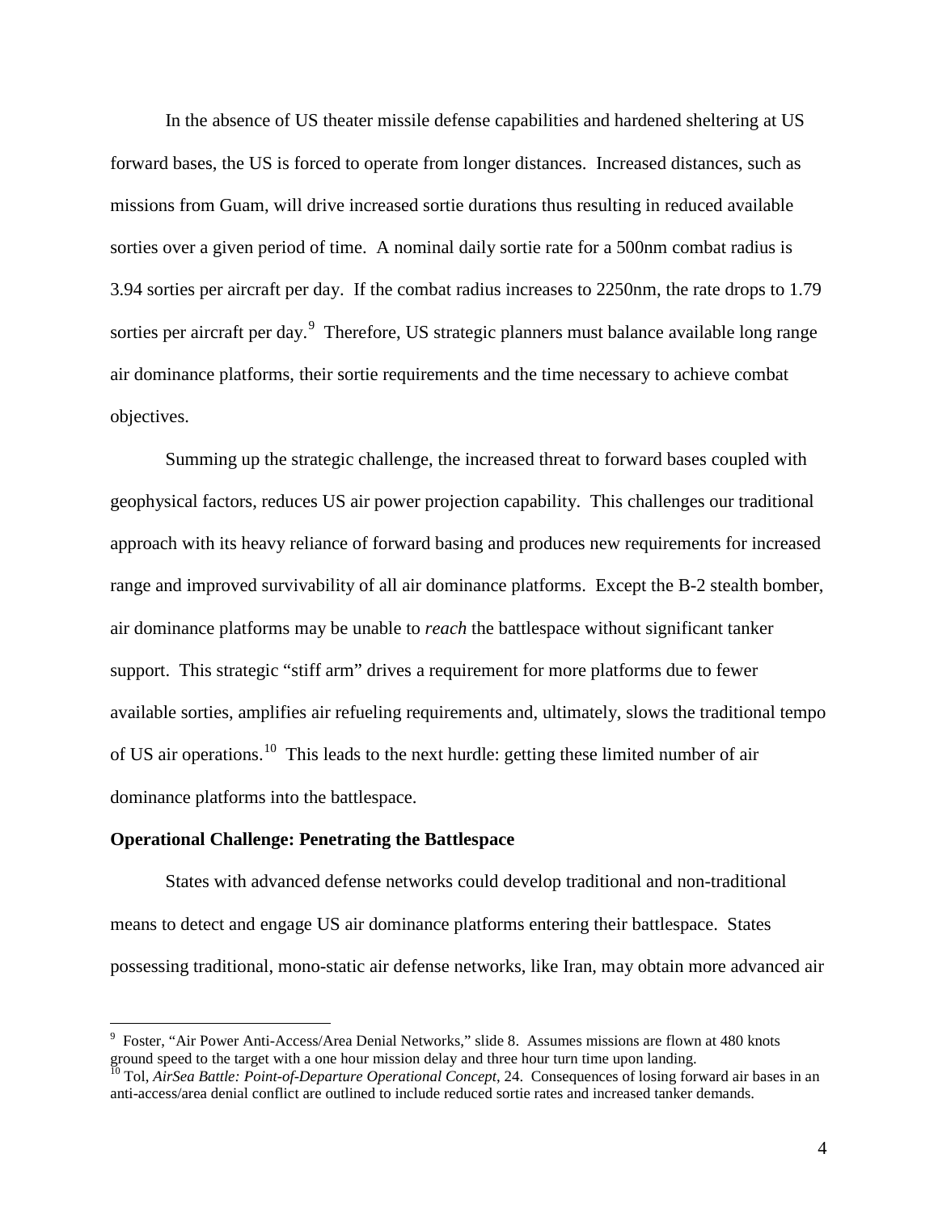In the absence of US theater missile defense capabilities and hardened sheltering at US forward bases, the US is forced to operate from longer distances. Increased distances, such as missions from Guam, will drive increased sortie durations thus resulting in reduced available sorties over a given period of time. A nominal daily sortie rate for a 500nm combat radius is 3.94 sorties per aircraft per day. If the combat radius increases to 2250nm, the rate drops to 1.79 sorties per aircraft per day.[9] Therefore, US strategic planners must balance available long range air dominance platforms, their sortie requirements and the time necessary to achieve combat objectives.

Summing up the strategic challenge, the increased threat to forward bases coupled with geophysical factors, reduces US air power projection capability. This challenges our traditional approach with its heavy reliance of forward basing and produces new requirements for increased range and improved survivability of all air dominance platforms. Except the B-2 stealth bomber, air dominance platforms may be unable to *reach* the battlespace without significant tanker support. This strategic "stiff arm" drives a requirement for more platforms due to fewer available sorties, amplifies air refueling requirements and, ultimately, slows the traditional tempo of US air operations.[10] This leads to the next hurdle: getting these limited number of air dominance platforms into the battlespace.

**Operational Challenge: Penetrating the Battlespace**

States with advanced defense networks could develop traditional and non-traditional means to detect and engage US air dominance platforms entering their battlespace. States possessing traditional, mono-static air defense networks, like Iran, may obtain more advanced air

---

[9] Foster, "Air Power Anti-Access/Area Denial Networks," slide 8. Assumes missions are flown at 480 knots ground speed to the target with a one hour mission delay and three hour turn time upon landing.

[10] Tol, *AirSea Battle: Point-of-Departure Operational Concept*, 24. Consequences of losing forward air bases in an anti-access/area denial conflict are outlined to include reduced sortie rates and increased tanker demands.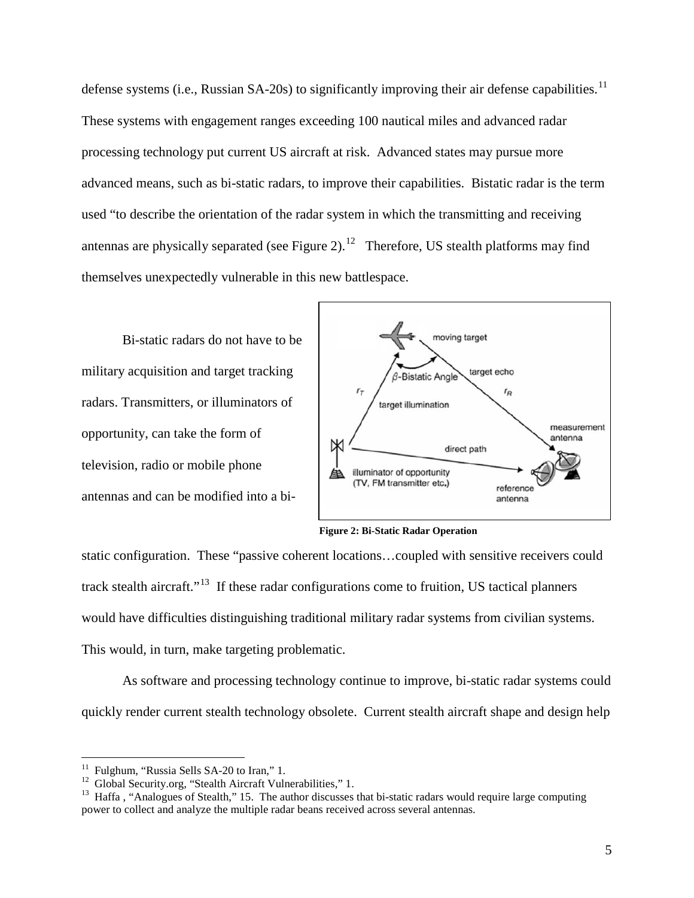defense systems (i.e., Russian SA-20s) to significantly improving their air defense capabilities.[11] These systems with engagement ranges exceeding 100 nautical miles and advanced radar processing technology put current US aircraft at risk. Advanced states may pursue more advanced means, such as bi-static radars, to improve their capabilities. Bistatic radar is the term used "to describe the orientation of the radar system in which the transmitting and receiving antennas are physically separated (see Figure 2).[12] Therefore, US stealth platforms may find themselves unexpectedly vulnerable in this new battlespace.

Bi-static radars do not have to be military acquisition and target tracking radars. Transmitters, or illuminators of opportunity, can take the form of television, radio or mobile phone antennas and can be modified into a bi-static configuration. These "passive coherent locations…coupled with sensitive receivers could track stealth aircraft."[13] If these radar configurations come to fruition, US tactical planners would have difficulties distinguishing traditional military radar systems from civilian systems. This would, in turn, make targeting problematic.

**Figure 2: Bi-Static Radar Operation**

As software and processing technology continue to improve, bi-static radar systems could quickly render current stealth technology obsolete. Current stealth aircraft shape and design help

---

[11] Fulghum, "Russia Sells SA-20 to Iran," 1.

[12] Global Security.org, "Stealth Aircraft Vulnerabilities," 1.

[13] Haffa , "Analogues of Stealth," 15. The author discusses that bi-static radars would require large computing power to collect and analyze the multiple radar beans received across several antennas.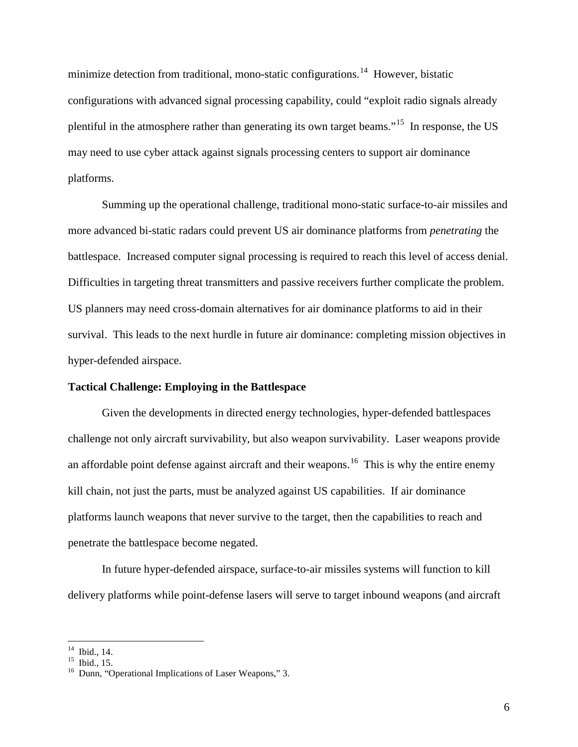minimize detection from traditional, mono-static configurations.[14] However, bistatic configurations with advanced signal processing capability, could "exploit radio signals already plentiful in the atmosphere rather than generating its own target beams."[15] In response, the US may need to use cyber attack against signals processing centers to support air dominance platforms.

Summing up the operational challenge, traditional mono-static surface-to-air missiles and more advanced bi-static radars could prevent US air dominance platforms from *penetrating* the battlespace. Increased computer signal processing is required to reach this level of access denial. Difficulties in targeting threat transmitters and passive receivers further complicate the problem. US planners may need cross-domain alternatives for air dominance platforms to aid in their survival. This leads to the next hurdle in future air dominance: completing mission objectives in hyper-defended airspace.

**Tactical Challenge: Employing in the Battlespace**

Given the developments in directed energy technologies, hyper-defended battlespaces challenge not only aircraft survivability, but also weapon survivability. Laser weapons provide an affordable point defense against aircraft and their weapons.[16] This is why the entire enemy kill chain, not just the parts, must be analyzed against US capabilities. If air dominance platforms launch weapons that never survive to the target, then the capabilities to reach and penetrate the battlespace become negated.

In future hyper-defended airspace, surface-to-air missiles systems will function to kill delivery platforms while point-defense lasers will serve to target inbound weapons (and aircraft

---

[14] Ibid., 14.
[15] Ibid., 15.
[16] Dunn, "Operational Implications of Laser Weapons," 3.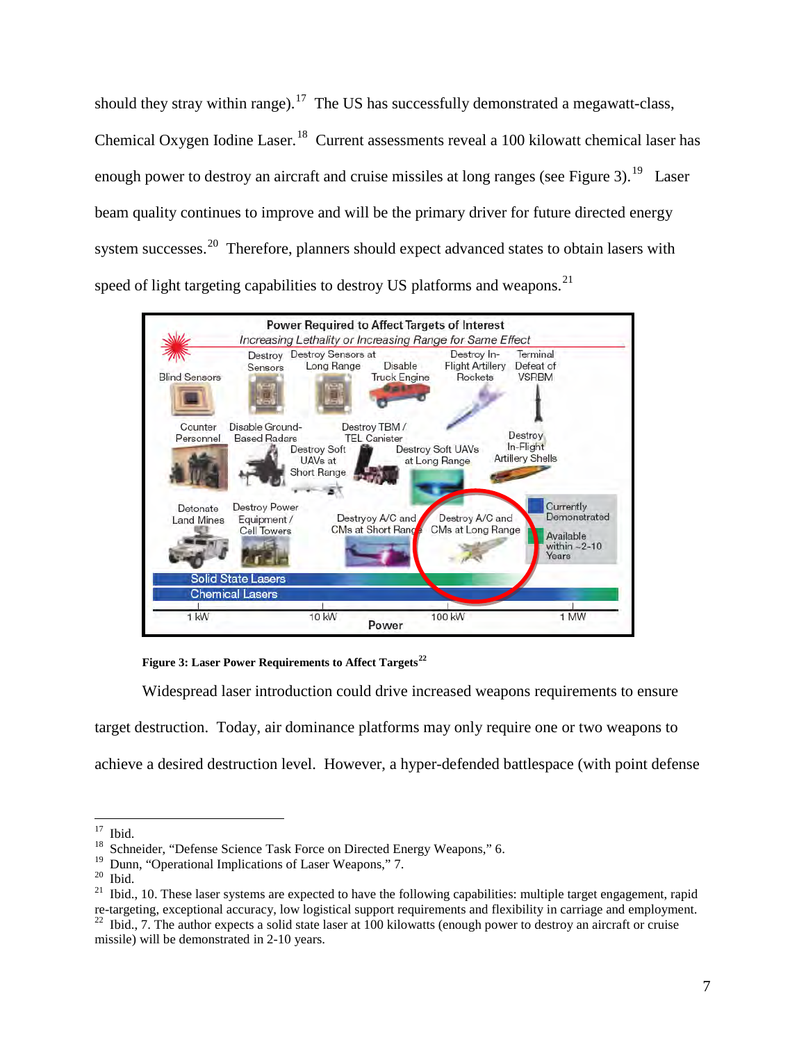should they stray within range).[17] The US has successfully demonstrated a megawatt-class, Chemical Oxygen Iodine Laser.[18] Current assessments reveal a 100 kilowatt chemical laser has enough power to destroy an aircraft and cruise missiles at long ranges (see Figure 3).[19] Laser beam quality continues to improve and will be the primary driver for future directed energy system successes.[20] Therefore, planners should expect advanced states to obtain lasers with speed of light targeting capabilities to destroy US platforms and weapons.[21]

**Figure 3: Laser Power Requirements to Affect Targets[22]**

Widespread laser introduction could drive increased weapons requirements to ensure target destruction. Today, air dominance platforms may only require one or two weapons to achieve a desired destruction level. However, a hyper-defended battlespace (with point defense

---

[17] Ibid.

[18] Schneider, "Defense Science Task Force on Directed Energy Weapons," 6.

[19] Dunn, "Operational Implications of Laser Weapons," 7.

[20] Ibid.

[21] Ibid., 10. These laser systems are expected to have the following capabilities: multiple target engagement, rapid re-targeting, exceptional accuracy, low logistical support requirements and flexibility in carriage and employment.

[22] Ibid., 7. The author expects a solid state laser at 100 kilowatts (enough power to destroy an aircraft or cruise missile) will be demonstrated in 2-10 years.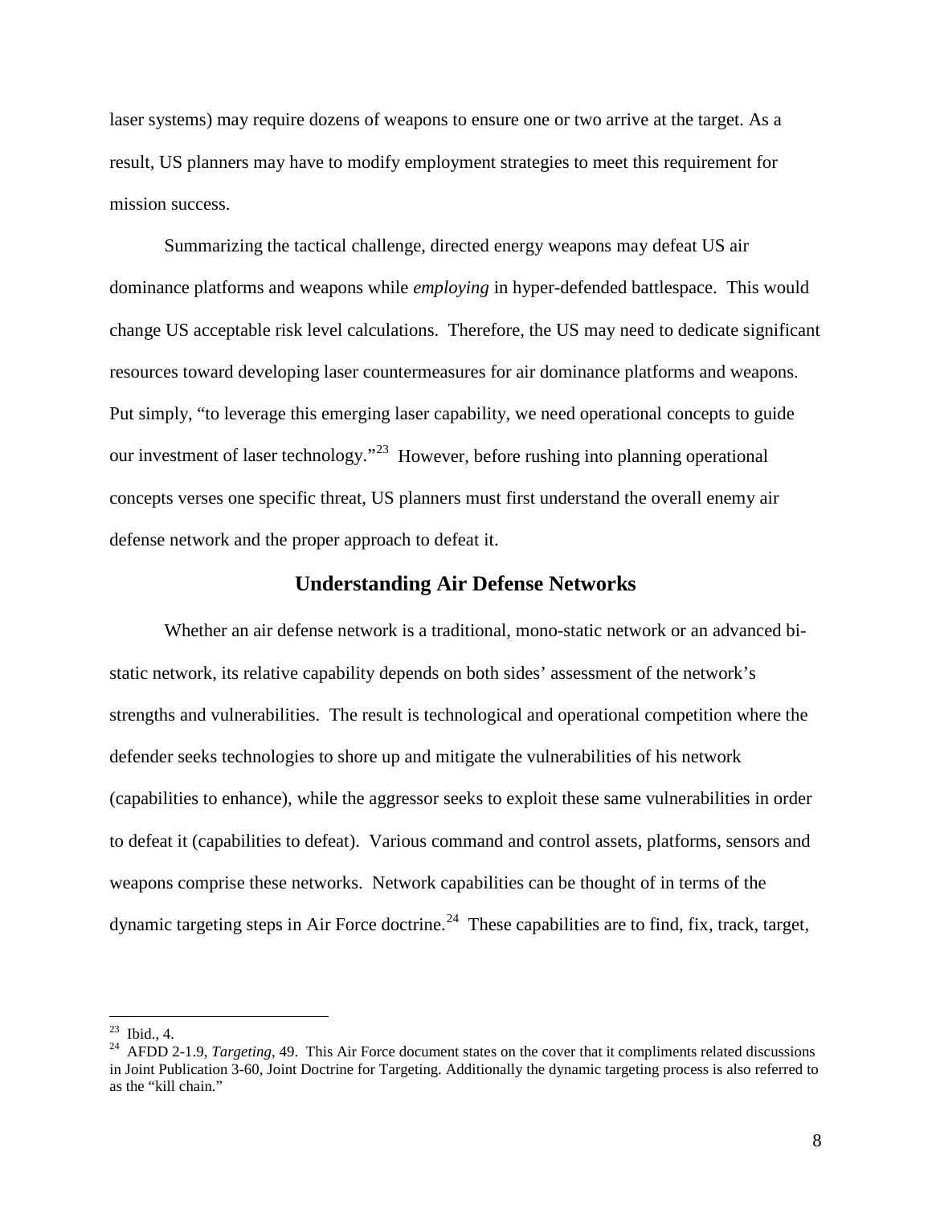laser systems) may require dozens of weapons to ensure one or two arrive at the target. As a result, US planners may have to modify employment strategies to meet this requirement for mission success.

Summarizing the tactical challenge, directed energy weapons may defeat US air dominance platforms and weapons while *employing* in hyper-defended battlespace. This would change US acceptable risk level calculations. Therefore, the US may need to dedicate significant resources toward developing laser countermeasures for air dominance platforms and weapons. Put simply, "to leverage this emerging laser capability, we need operational concepts to guide our investment of laser technology."[23] However, before rushing into planning operational concepts verses one specific threat, US planners must first understand the overall enemy air defense network and the proper approach to defeat it.

## Understanding Air Defense Networks

Whether an air defense network is a traditional, mono-static network or an advanced bi-static network, its relative capability depends on both sides' assessment of the network's strengths and vulnerabilities. The result is technological and operational competition where the defender seeks technologies to shore up and mitigate the vulnerabilities of his network (capabilities to enhance), while the aggressor seeks to exploit these same vulnerabilities in order to defeat it (capabilities to defeat). Various command and control assets, platforms, sensors and weapons comprise these networks. Network capabilities can be thought of in terms of the dynamic targeting steps in Air Force doctrine.[24] These capabilities are to find, fix, track, target,

---

[23] Ibid., 4.

[24] AFDD 2-1.9, *Targeting*, 49. This Air Force document states on the cover that it compliments related discussions in Joint Publication 3-60, Joint Doctrine for Targeting. Additionally the dynamic targeting process is also referred to as the "kill chain."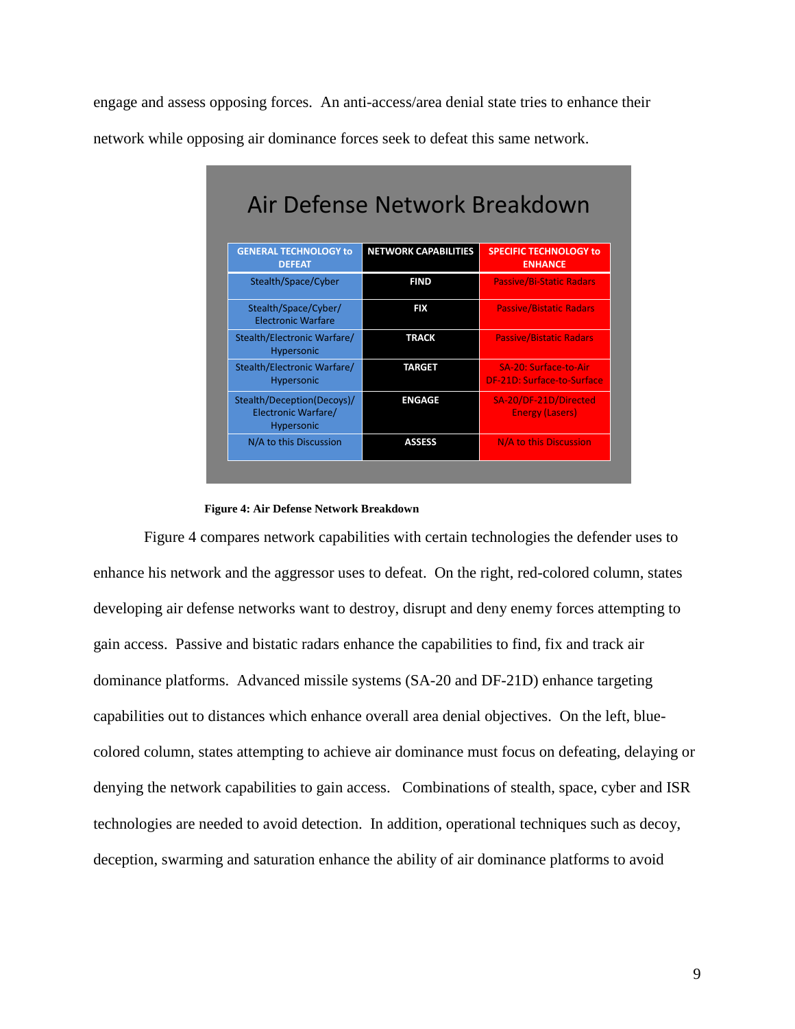engage and assess opposing forces. An anti-access/area denial state tries to enhance their network while opposing air dominance forces seek to defeat this same network.

**Air Defense Network Breakdown**

| GENERAL TECHNOLOGY to DEFEAT | NETWORK CAPABILITIES | SPECIFIC TECHNOLOGY to ENHANCE |
|---|---|---|
| Stealth/Space/Cyber | FIND | Passive/Bi-Static Radars |
| Stealth/Space/Cyber/ Electronic Warfare | FIX | Passive/Bistatic Radars |
| Stealth/Electronic Warfare/ Hypersonic | TRACK | Passive/Bistatic Radars |
| Stealth/Electronic Warfare/ Hypersonic | TARGET | SA-20: Surface-to-Air DF-21D: Surface-to-Surface |
| Stealth/Deception(Decoys)/ Electronic Warfare/ Hypersonic | ENGAGE | SA-20/DF-21D/Directed Energy (Lasers) |
| N/A to this Discussion | ASSESS | N/A to this Discussion |

**Figure 4: Air Defense Network Breakdown**

Figure 4 compares network capabilities with certain technologies the defender uses to enhance his network and the aggressor uses to defeat. On the right, red-colored column, states developing air defense networks want to destroy, disrupt and deny enemy forces attempting to gain access. Passive and bistatic radars enhance the capabilities to find, fix and track air dominance platforms. Advanced missile systems (SA-20 and DF-21D) enhance targeting capabilities out to distances which enhance overall area denial objectives. On the left, blue-colored column, states attempting to achieve air dominance must focus on defeating, delaying or denying the network capabilities to gain access. Combinations of stealth, space, cyber and ISR technologies are needed to avoid detection. In addition, operational techniques such as decoy, deception, swarming and saturation enhance the ability of air dominance platforms to avoid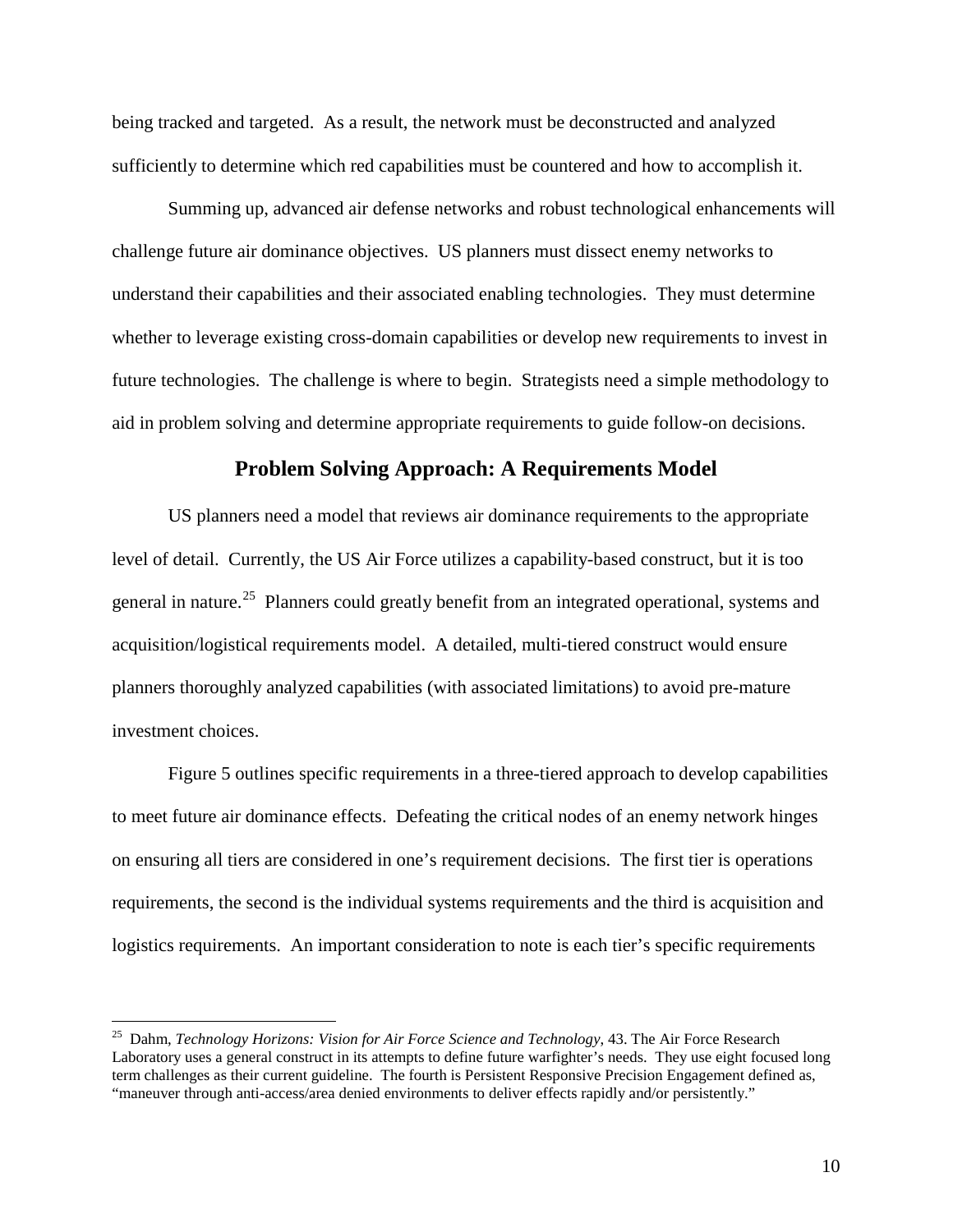being tracked and targeted. As a result, the network must be deconstructed and analyzed sufficiently to determine which red capabilities must be countered and how to accomplish it.

Summing up, advanced air defense networks and robust technological enhancements will challenge future air dominance objectives. US planners must dissect enemy networks to understand their capabilities and their associated enabling technologies. They must determine whether to leverage existing cross-domain capabilities or develop new requirements to invest in future technologies. The challenge is where to begin. Strategists need a simple methodology to aid in problem solving and determine appropriate requirements to guide follow-on decisions.

## Problem Solving Approach: A Requirements Model

US planners need a model that reviews air dominance requirements to the appropriate level of detail. Currently, the US Air Force utilizes a capability-based construct, but it is too general in nature.[25] Planners could greatly benefit from an integrated operational, systems and acquisition/logistical requirements model. A detailed, multi-tiered construct would ensure planners thoroughly analyzed capabilities (with associated limitations) to avoid pre-mature investment choices.

Figure 5 outlines specific requirements in a three-tiered approach to develop capabilities to meet future air dominance effects. Defeating the critical nodes of an enemy network hinges on ensuring all tiers are considered in one's requirement decisions. The first tier is operations requirements, the second is the individual systems requirements and the third is acquisition and logistics requirements. An important consideration to note is each tier's specific requirements

---

[25] Dahm, *Technology Horizons: Vision for Air Force Science and Technology*, 43. The Air Force Research Laboratory uses a general construct in its attempts to define future warfighter's needs. They use eight focused long term challenges as their current guideline. The fourth is Persistent Responsive Precision Engagement defined as, "maneuver through anti-access/area denied environments to deliver effects rapidly and/or persistently."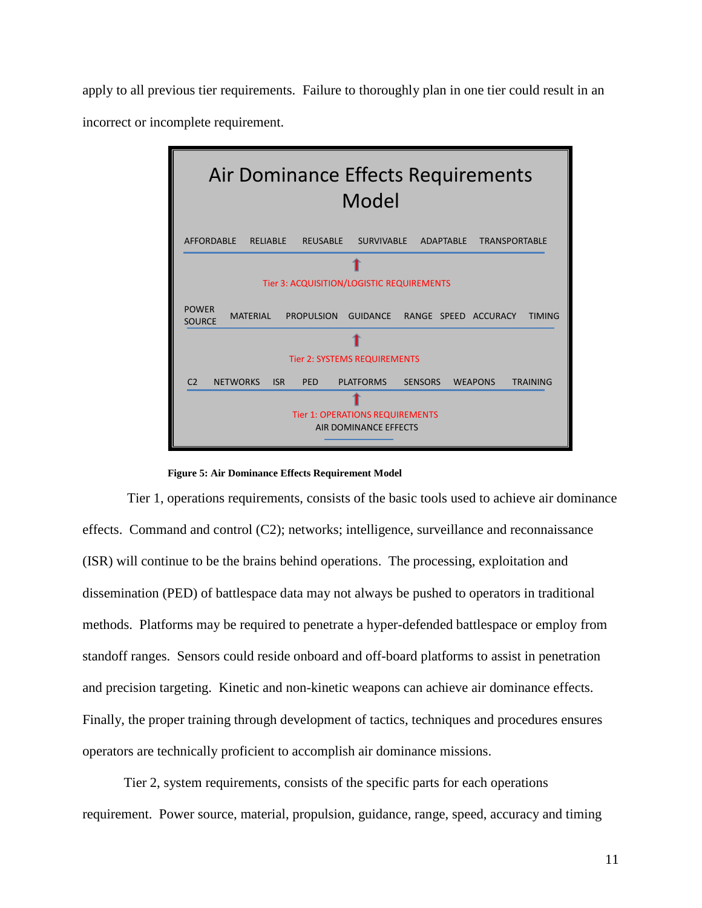apply to all previous tier requirements. Failure to thoroughly plan in one tier could result in an incorrect or incomplete requirement.

**Air Dominance Effects Requirements Model**

AFFORDABLE RELIABLE REUSABLE SURVIVABLE ADAPTABLE TRANSPORTABLE

↑

Tier 3: ACQUISITION/LOGISTIC REQUIREMENTS

POWER SOURCE MATERIAL PROPULSION GUIDANCE RANGE SPEED ACCURACY TIMING

↑

Tier 2: SYSTEMS REQUIREMENTS

C2 NETWORKS ISR PED PLATFORMS SENSORS WEAPONS TRAINING

↑

Tier 1: OPERATIONS REQUIREMENTS

AIR DOMINANCE EFFECTS

**Figure 5: Air Dominance Effects Requirement Model**

Tier 1, operations requirements, consists of the basic tools used to achieve air dominance effects. Command and control (C2); networks; intelligence, surveillance and reconnaissance (ISR) will continue to be the brains behind operations. The processing, exploitation and dissemination (PED) of battlespace data may not always be pushed to operators in traditional methods. Platforms may be required to penetrate a hyper-defended battlespace or employ from standoff ranges. Sensors could reside onboard and off-board platforms to assist in penetration and precision targeting. Kinetic and non-kinetic weapons can achieve air dominance effects. Finally, the proper training through development of tactics, techniques and procedures ensures operators are technically proficient to accomplish air dominance missions.

Tier 2, system requirements, consists of the specific parts for each operations requirement. Power source, material, propulsion, guidance, range, speed, accuracy and timing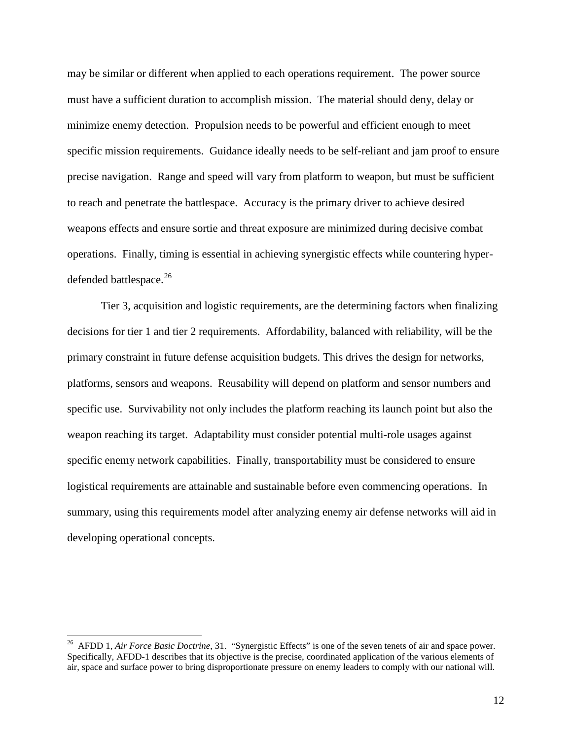may be similar or different when applied to each operations requirement. The power source must have a sufficient duration to accomplish mission. The material should deny, delay or minimize enemy detection. Propulsion needs to be powerful and efficient enough to meet specific mission requirements. Guidance ideally needs to be self-reliant and jam proof to ensure precise navigation. Range and speed will vary from platform to weapon, but must be sufficient to reach and penetrate the battlespace. Accuracy is the primary driver to achieve desired weapons effects and ensure sortie and threat exposure are minimized during decisive combat operations. Finally, timing is essential in achieving synergistic effects while countering hyper-defended battlespace.[26]

Tier 3, acquisition and logistic requirements, are the determining factors when finalizing decisions for tier 1 and tier 2 requirements. Affordability, balanced with reliability, will be the primary constraint in future defense acquisition budgets. This drives the design for networks, platforms, sensors and weapons. Reusability will depend on platform and sensor numbers and specific use. Survivability not only includes the platform reaching its launch point but also the weapon reaching its target. Adaptability must consider potential multi-role usages against specific enemy network capabilities. Finally, transportability must be considered to ensure logistical requirements are attainable and sustainable before even commencing operations. In summary, using this requirements model after analyzing enemy air defense networks will aid in developing operational concepts.

---

[26] AFDD 1, *Air Force Basic Doctrine*, 31. "Synergistic Effects" is one of the seven tenets of air and space power. Specifically, AFDD-1 describes that its objective is the precise, coordinated application of the various elements of air, space and surface power to bring disproportionate pressure on enemy leaders to comply with our national will.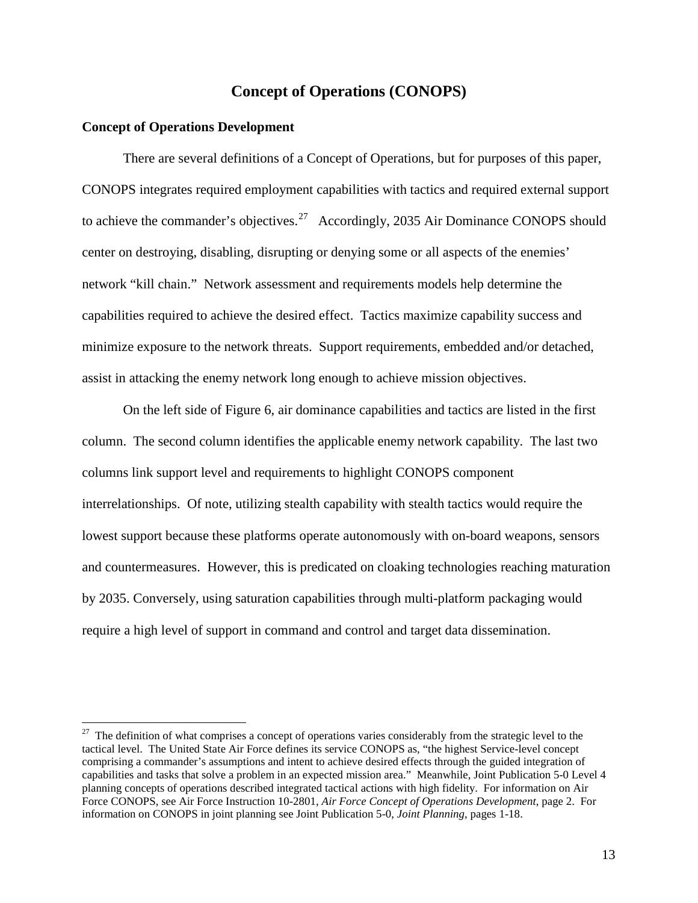## Concept of Operations (CONOPS)

### Concept of Operations Development

There are several definitions of a Concept of Operations, but for purposes of this paper, CONOPS integrates required employment capabilities with tactics and required external support to achieve the commander's objectives.[27] Accordingly, 2035 Air Dominance CONOPS should center on destroying, disabling, disrupting or denying some or all aspects of the enemies' network "kill chain." Network assessment and requirements models help determine the capabilities required to achieve the desired effect. Tactics maximize capability success and minimize exposure to the network threats. Support requirements, embedded and/or detached, assist in attacking the enemy network long enough to achieve mission objectives.

On the left side of Figure 6, air dominance capabilities and tactics are listed in the first column. The second column identifies the applicable enemy network capability. The last two columns link support level and requirements to highlight CONOPS component interrelationships. Of note, utilizing stealth capability with stealth tactics would require the lowest support because these platforms operate autonomously with on-board weapons, sensors and countermeasures. However, this is predicated on cloaking technologies reaching maturation by 2035. Conversely, using saturation capabilities through multi-platform packaging would require a high level of support in command and control and target data dissemination.

---

[27] The definition of what comprises a concept of operations varies considerably from the strategic level to the tactical level. The United State Air Force defines its service CONOPS as, "the highest Service-level concept comprising a commander's assumptions and intent to achieve desired effects through the guided integration of capabilities and tasks that solve a problem in an expected mission area." Meanwhile, Joint Publication 5-0 Level 4 planning concepts of operations described integrated tactical actions with high fidelity. For information on Air Force CONOPS, see Air Force Instruction 10-2801, *Air Force Concept of Operations Development*, page 2. For information on CONOPS in joint planning see Joint Publication 5-0, *Joint Planning*, pages 1-18.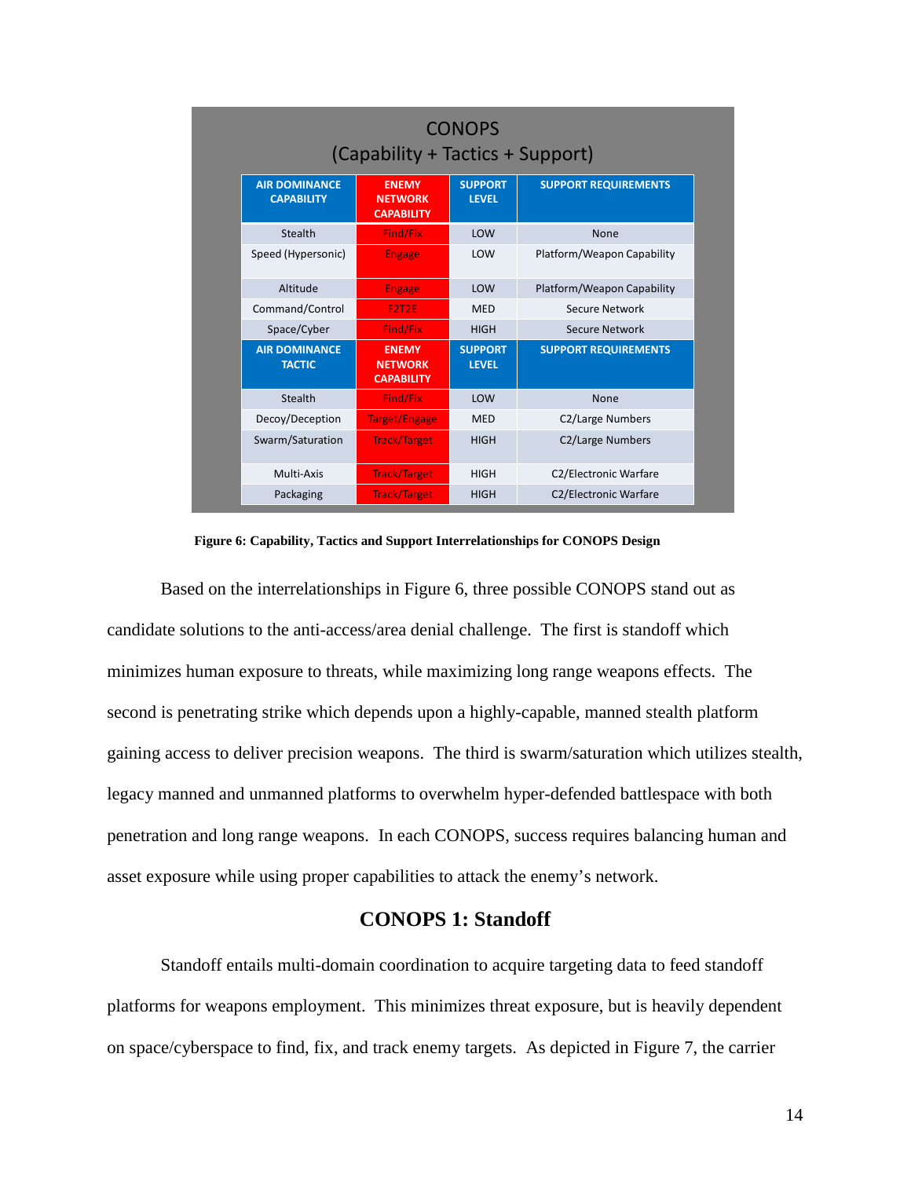| CONOPS (Capability + Tactics + Support) | | | |
|---|---|---|---|
| **AIR DOMINANCE CAPABILITY** | **ENEMY NETWORK CAPABILITY** | **SUPPORT LEVEL** | **SUPPORT REQUIREMENTS** |
| Stealth | Find/Fix | LOW | None |
| Speed (Hypersonic) | Engage | LOW | Platform/Weapon Capability |
| Altitude | Engage | LOW | Platform/Weapon Capability |
| Command/Control | F2T2E | MED | Secure Network |
| Space/Cyber | Find/Fix | HIGH | Secure Network |
| **AIR DOMINANCE TACTIC** | **ENEMY NETWORK CAPABILITY** | **SUPPORT LEVEL** | **SUPPORT REQUIREMENTS** |
| Stealth | Find/Fix | LOW | None |
| Decoy/Deception | Target/Engage | MED | C2/Large Numbers |
| Swarm/Saturation | Track/Target | HIGH | C2/Large Numbers |
| Multi-Axis | Track/Target | HIGH | C2/Electronic Warfare |
| Packaging | Track/Target | HIGH | C2/Electronic Warfare |

**Figure 6: Capability, Tactics and Support Interrelationships for CONOPS Design**

Based on the interrelationships in Figure 6, three possible CONOPS stand out as candidate solutions to the anti-access/area denial challenge. The first is standoff which minimizes human exposure to threats, while maximizing long range weapons effects. The second is penetrating strike which depends upon a highly-capable, manned stealth platform gaining access to deliver precision weapons. The third is swarm/saturation which utilizes stealth, legacy manned and unmanned platforms to overwhelm hyper-defended battlespace with both penetration and long range weapons. In each CONOPS, success requires balancing human and asset exposure while using proper capabilities to attack the enemy's network.

## CONOPS 1: Standoff

Standoff entails multi-domain coordination to acquire targeting data to feed standoff platforms for weapons employment. This minimizes threat exposure, but is heavily dependent on space/cyberspace to find, fix, and track enemy targets. As depicted in Figure 7, the carrier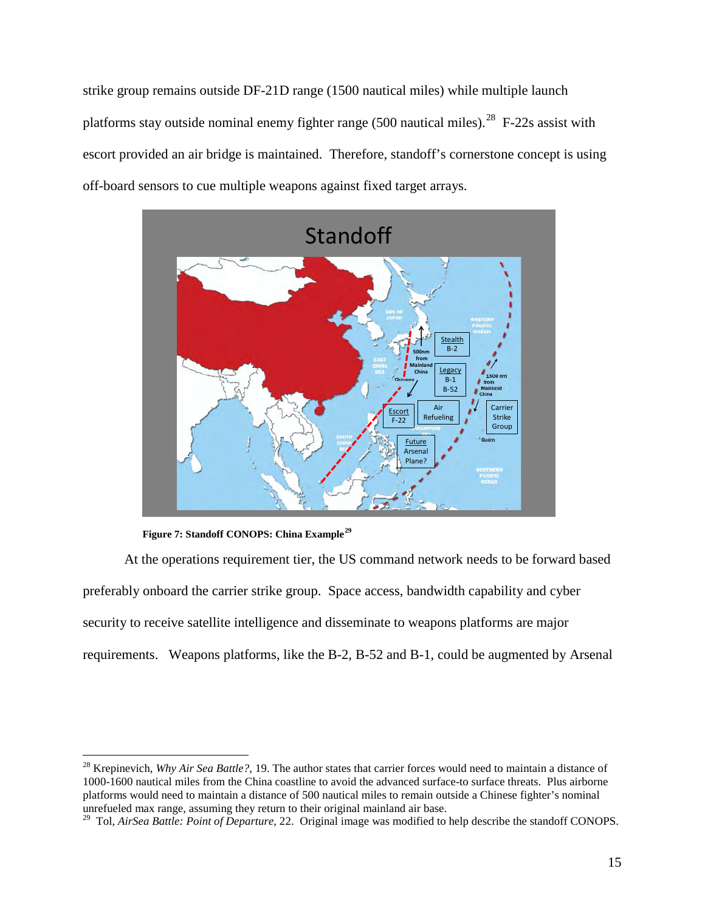strike group remains outside DF-21D range (1500 nautical miles) while multiple launch platforms stay outside nominal enemy fighter range (500 nautical miles).[28] F-22s assist with escort provided an air bridge is maintained. Therefore, standoff's cornerstone concept is using off-board sensors to cue multiple weapons against fixed target arrays.

**Figure 7: Standoff CONOPS: China Example**[29]

At the operations requirement tier, the US command network needs to be forward based preferably onboard the carrier strike group. Space access, bandwidth capability and cyber security to receive satellite intelligence and disseminate to weapons platforms are major requirements. Weapons platforms, like the B-2, B-52 and B-1, could be augmented by Arsenal

---

[28] Krepinevich, *Why Air Sea Battle?*, 19. The author states that carrier forces would need to maintain a distance of 1000-1600 nautical miles from the China coastline to avoid the advanced surface-to surface threats. Plus airborne platforms would need to maintain a distance of 500 nautical miles to remain outside a Chinese fighter's nominal unrefueled max range, assuming they return to their original mainland air base.

[29] Tol, *AirSea Battle: Point of Departure*, 22. Original image was modified to help describe the standoff CONOPS.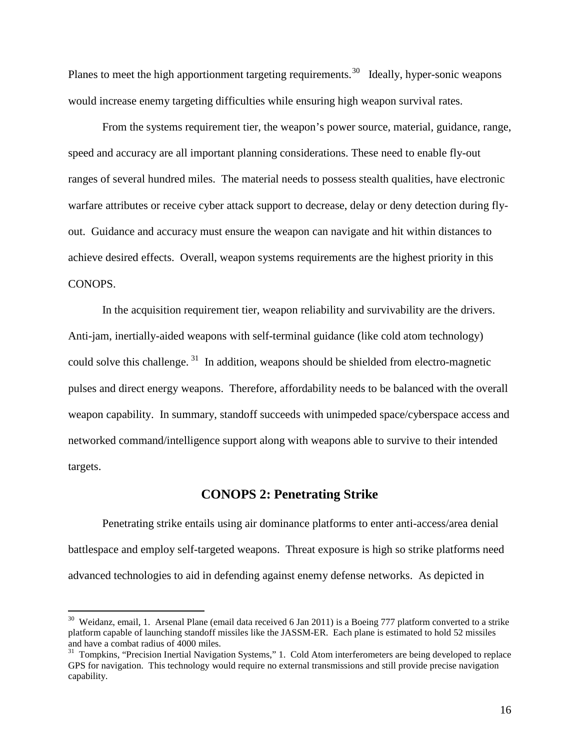Planes to meet the high apportionment targeting requirements.[30] Ideally, hyper-sonic weapons would increase enemy targeting difficulties while ensuring high weapon survival rates.

From the systems requirement tier, the weapon's power source, material, guidance, range, speed and accuracy are all important planning considerations. These need to enable fly-out ranges of several hundred miles. The material needs to possess stealth qualities, have electronic warfare attributes or receive cyber attack support to decrease, delay or deny detection during fly-out. Guidance and accuracy must ensure the weapon can navigate and hit within distances to achieve desired effects. Overall, weapon systems requirements are the highest priority in this CONOPS.

In the acquisition requirement tier, weapon reliability and survivability are the drivers. Anti-jam, inertially-aided weapons with self-terminal guidance (like cold atom technology) could solve this challenge.[31] In addition, weapons should be shielded from electro-magnetic pulses and direct energy weapons. Therefore, affordability needs to be balanced with the overall weapon capability. In summary, standoff succeeds with unimpeded space/cyberspace access and networked command/intelligence support along with weapons able to survive to their intended targets.

## CONOPS 2: Penetrating Strike

Penetrating strike entails using air dominance platforms to enter anti-access/area denial battlespace and employ self-targeted weapons. Threat exposure is high so strike platforms need advanced technologies to aid in defending against enemy defense networks. As depicted in

---

[30] Weidanz, email, 1. Arsenal Plane (email data received 6 Jan 2011) is a Boeing 777 platform converted to a strike platform capable of launching standoff missiles like the JASSM-ER. Each plane is estimated to hold 52 missiles and have a combat radius of 4000 miles.

[31] Tompkins, "Precision Inertial Navigation Systems," 1. Cold Atom interferometers are being developed to replace GPS for navigation. This technology would require no external transmissions and still provide precise navigation capability.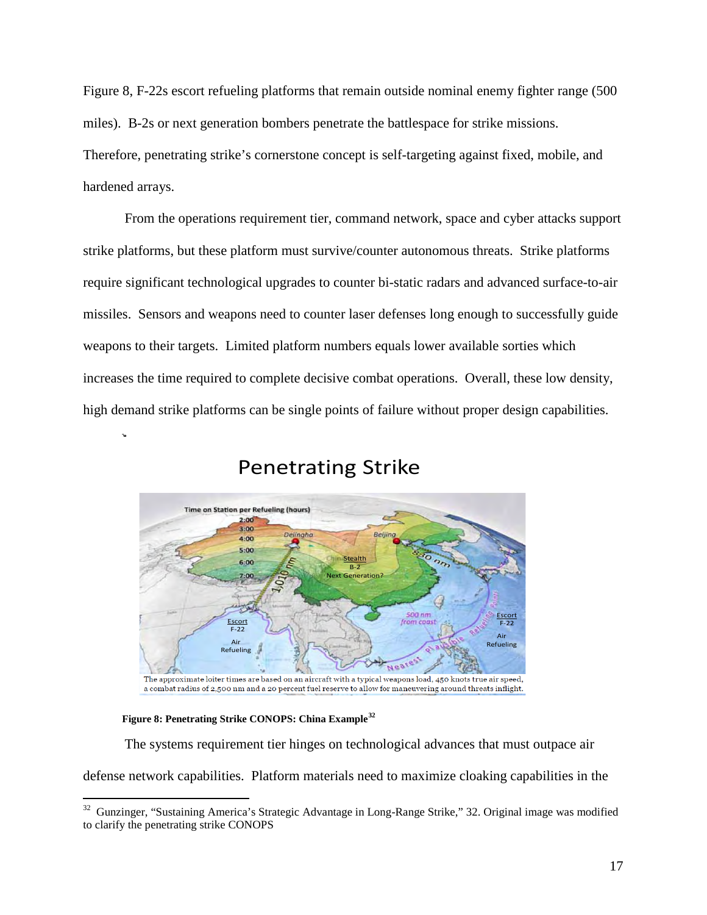Figure 8, F-22s escort refueling platforms that remain outside nominal enemy fighter range (500 miles). B-2s or next generation bombers penetrate the battlespace for strike missions. Therefore, penetrating strike's cornerstone concept is self-targeting against fixed, mobile, and hardened arrays.

From the operations requirement tier, command network, space and cyber attacks support strike platforms, but these platform must survive/counter autonomous threats. Strike platforms require significant technological upgrades to counter bi-static radars and advanced surface-to-air missiles. Sensors and weapons need to counter laser defenses long enough to successfully guide weapons to their targets. Limited platform numbers equals lower available sorties which increases the time required to complete decisive combat operations. Overall, these low density, high demand strike platforms can be single points of failure without proper design capabilities.

**Figure 8: Penetrating Strike CONOPS: China Example**[32]

The systems requirement tier hinges on technological advances that must outpace air defense network capabilities. Platform materials need to maximize cloaking capabilities in the

[32] Gunzinger, "Sustaining America's Strategic Advantage in Long-Range Strike," 32. Original image was modified to clarify the penetrating strike CONOPS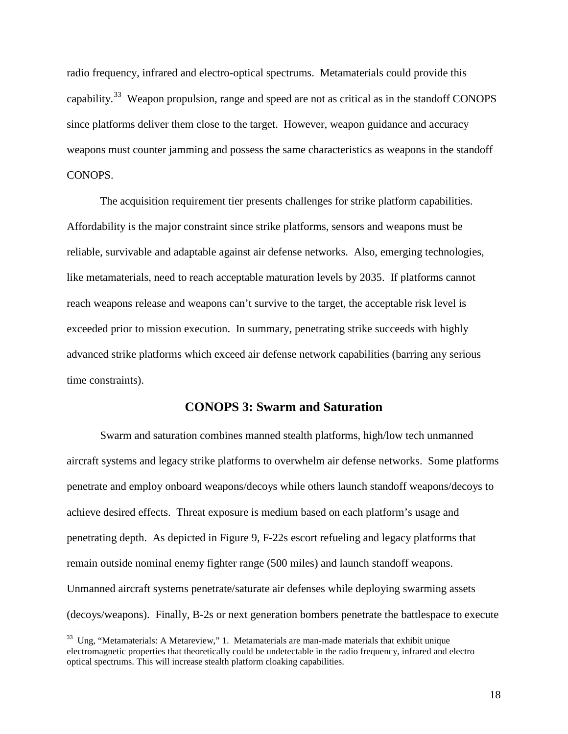radio frequency, infrared and electro-optical spectrums. Metamaterials could provide this capability.[33] Weapon propulsion, range and speed are not as critical as in the standoff CONOPS since platforms deliver them close to the target. However, weapon guidance and accuracy weapons must counter jamming and possess the same characteristics as weapons in the standoff CONOPS.

The acquisition requirement tier presents challenges for strike platform capabilities. Affordability is the major constraint since strike platforms, sensors and weapons must be reliable, survivable and adaptable against air defense networks. Also, emerging technologies, like metamaterials, need to reach acceptable maturation levels by 2035. If platforms cannot reach weapons release and weapons can't survive to the target, the acceptable risk level is exceeded prior to mission execution. In summary, penetrating strike succeeds with highly advanced strike platforms which exceed air defense network capabilities (barring any serious time constraints).

## CONOPS 3: Swarm and Saturation

Swarm and saturation combines manned stealth platforms, high/low tech unmanned aircraft systems and legacy strike platforms to overwhelm air defense networks. Some platforms penetrate and employ onboard weapons/decoys while others launch standoff weapons/decoys to achieve desired effects. Threat exposure is medium based on each platform's usage and penetrating depth. As depicted in Figure 9, F-22s escort refueling and legacy platforms that remain outside nominal enemy fighter range (500 miles) and launch standoff weapons. Unmanned aircraft systems penetrate/saturate air defenses while deploying swarming assets (decoys/weapons). Finally, B-2s or next generation bombers penetrate the battlespace to execute

[33] Ung, "Metamaterials: A Metareview," 1. Metamaterials are man-made materials that exhibit unique electromagnetic properties that theoretically could be undetectable in the radio frequency, infrared and electro optical spectrums. This will increase stealth platform cloaking capabilities.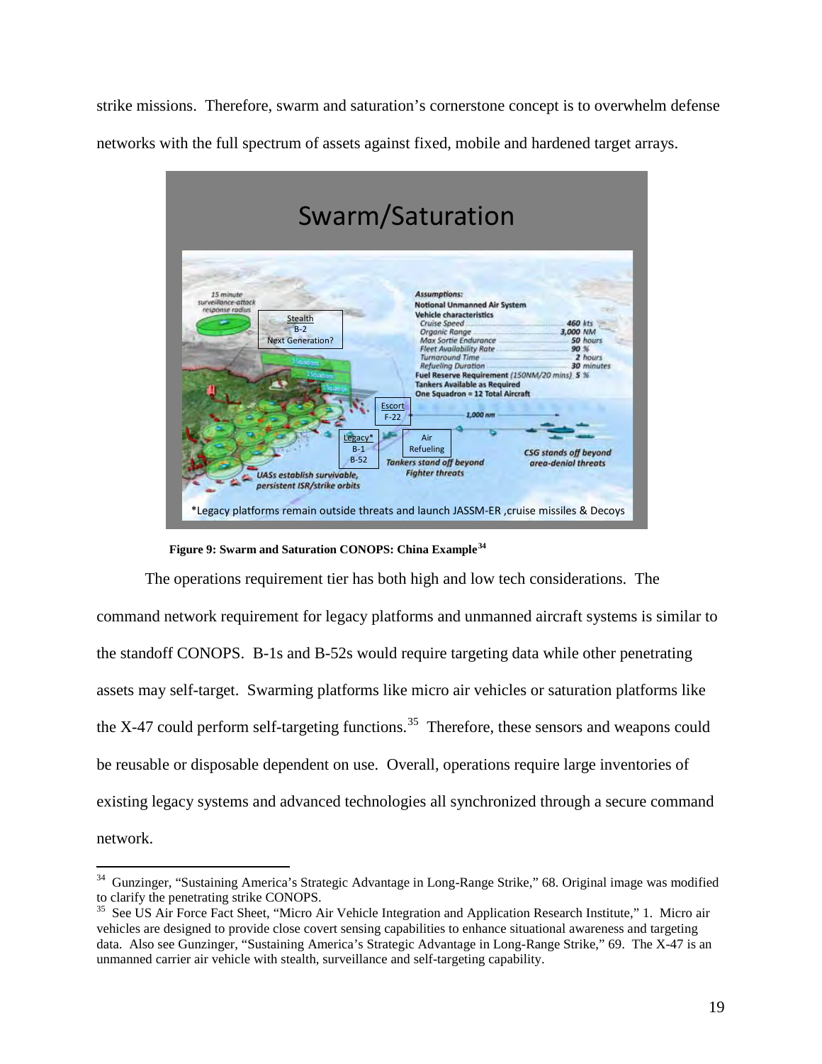strike missions. Therefore, swarm and saturation's cornerstone concept is to overwhelm defense networks with the full spectrum of assets against fixed, mobile and hardened target arrays.

**Figure 9: Swarm and Saturation CONOPS: China Example**[34]

The operations requirement tier has both high and low tech considerations. The command network requirement for legacy platforms and unmanned aircraft systems is similar to the standoff CONOPS. B-1s and B-52s would require targeting data while other penetrating assets may self-target. Swarming platforms like micro air vehicles or saturation platforms like the X-47 could perform self-targeting functions.[35] Therefore, these sensors and weapons could be reusable or disposable dependent on use. Overall, operations require large inventories of existing legacy systems and advanced technologies all synchronized through a secure command network.

---

[34] Gunzinger, "Sustaining America's Strategic Advantage in Long-Range Strike," 68. Original image was modified to clarify the penetrating strike CONOPS.

[35] See US Air Force Fact Sheet, "Micro Air Vehicle Integration and Application Research Institute," 1. Micro air vehicles are designed to provide close covert sensing capabilities to enhance situational awareness and targeting data. Also see Gunzinger, "Sustaining America's Strategic Advantage in Long-Range Strike," 69. The X-47 is an unmanned carrier air vehicle with stealth, surveillance and self-targeting capability.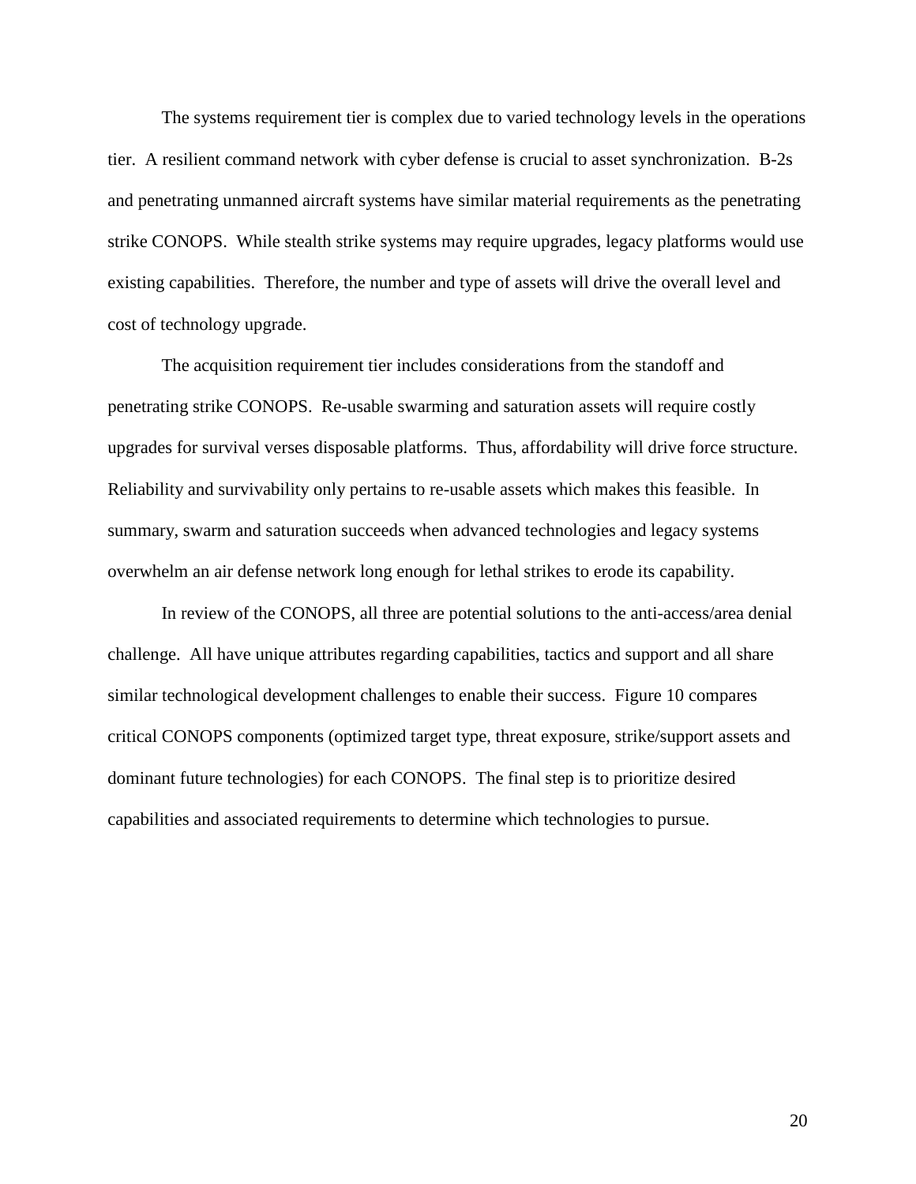The systems requirement tier is complex due to varied technology levels in the operations tier. A resilient command network with cyber defense is crucial to asset synchronization. B-2s and penetrating unmanned aircraft systems have similar material requirements as the penetrating strike CONOPS. While stealth strike systems may require upgrades, legacy platforms would use existing capabilities. Therefore, the number and type of assets will drive the overall level and cost of technology upgrade.

The acquisition requirement tier includes considerations from the standoff and penetrating strike CONOPS. Re-usable swarming and saturation assets will require costly upgrades for survival verses disposable platforms. Thus, affordability will drive force structure. Reliability and survivability only pertains to re-usable assets which makes this feasible. In summary, swarm and saturation succeeds when advanced technologies and legacy systems overwhelm an air defense network long enough for lethal strikes to erode its capability.

In review of the CONOPS, all three are potential solutions to the anti-access/area denial challenge. All have unique attributes regarding capabilities, tactics and support and all share similar technological development challenges to enable their success. Figure 10 compares critical CONOPS components (optimized target type, threat exposure, strike/support assets and dominant future technologies) for each CONOPS. The final step is to prioritize desired capabilities and associated requirements to determine which technologies to pursue.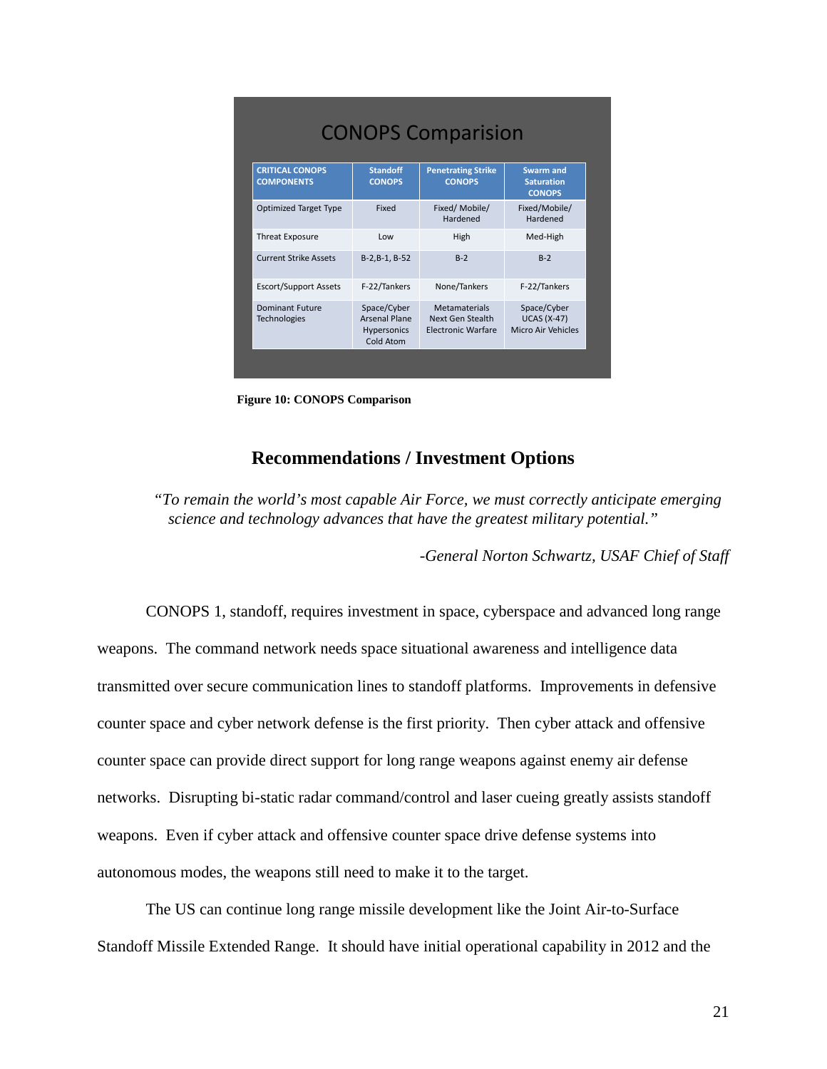## CONOPS Comparision

| CRITICAL CONOPS COMPONENTS | Standoff CONOPS | Penetrating Strike CONOPS | Swarm and Saturation CONOPS |
|---|---|---|---|
| Optimized Target Type | Fixed | Fixed/ Mobile/ Hardened | Fixed/Mobile/ Hardened |
| Threat Exposure | Low | High | Med-High |
| Current Strike Assets | B-2,B-1, B-52 | B-2 | B-2 |
| Escort/Support Assets | F-22/Tankers | None/Tankers | F-22/Tankers |
| Dominant Future Technologies | Space/Cyber Arsenal Plane Hypersonics Cold Atom | Metamaterials Next Gen Stealth Electronic Warfare | Space/Cyber UCAS (X-47) Micro Air Vehicles |

**Figure 10: CONOPS Comparison**

## Recommendations / Investment Options

*"To remain the world's most capable Air Force, we must correctly anticipate emerging science and technology advances that have the greatest military potential."*

*-General Norton Schwartz, USAF Chief of Staff*

CONOPS 1, standoff, requires investment in space, cyberspace and advanced long range weapons. The command network needs space situational awareness and intelligence data transmitted over secure communication lines to standoff platforms. Improvements in defensive counter space and cyber network defense is the first priority. Then cyber attack and offensive counter space can provide direct support for long range weapons against enemy air defense networks. Disrupting bi-static radar command/control and laser cueing greatly assists standoff weapons. Even if cyber attack and offensive counter space drive defense systems into autonomous modes, the weapons still need to make it to the target.

The US can continue long range missile development like the Joint Air-to-Surface Standoff Missile Extended Range. It should have initial operational capability in 2012 and the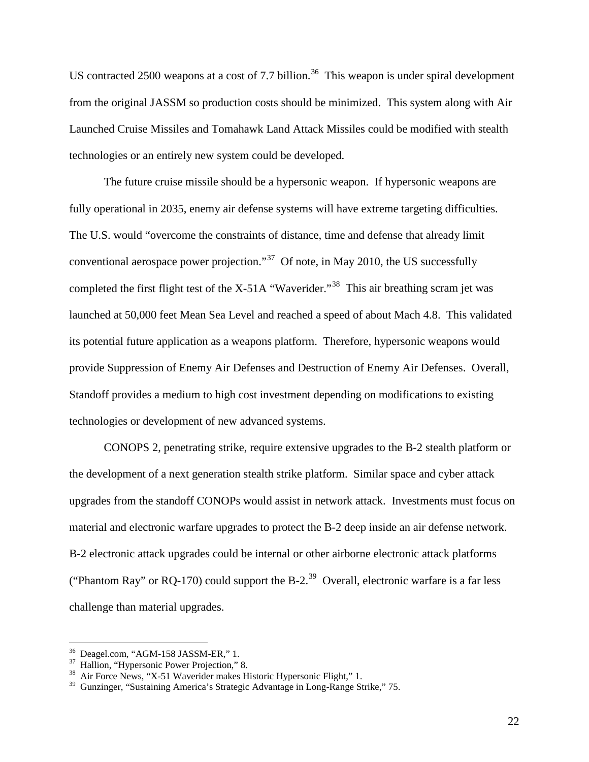US contracted 2500 weapons at a cost of 7.7 billion.[36] This weapon is under spiral development from the original JASSM so production costs should be minimized. This system along with Air Launched Cruise Missiles and Tomahawk Land Attack Missiles could be modified with stealth technologies or an entirely new system could be developed.

The future cruise missile should be a hypersonic weapon. If hypersonic weapons are fully operational in 2035, enemy air defense systems will have extreme targeting difficulties. The U.S. would "overcome the constraints of distance, time and defense that already limit conventional aerospace power projection."[37] Of note, in May 2010, the US successfully completed the first flight test of the X-51A "Waverider."[38] This air breathing scram jet was launched at 50,000 feet Mean Sea Level and reached a speed of about Mach 4.8. This validated its potential future application as a weapons platform. Therefore, hypersonic weapons would provide Suppression of Enemy Air Defenses and Destruction of Enemy Air Defenses. Overall, Standoff provides a medium to high cost investment depending on modifications to existing technologies or development of new advanced systems.

CONOPS 2, penetrating strike, require extensive upgrades to the B-2 stealth platform or the development of a next generation stealth strike platform. Similar space and cyber attack upgrades from the standoff CONOPs would assist in network attack. Investments must focus on material and electronic warfare upgrades to protect the B-2 deep inside an air defense network. B-2 electronic attack upgrades could be internal or other airborne electronic attack platforms ("Phantom Ray" or RQ-170) could support the B-2.[39] Overall, electronic warfare is a far less challenge than material upgrades.

---

[36] Deagel.com, "AGM-158 JASSM-ER," 1.

[37] Hallion, "Hypersonic Power Projection," 8.

[38] Air Force News, "X-51 Waverider makes Historic Hypersonic Flight," 1.

[39] Gunzinger, "Sustaining America's Strategic Advantage in Long-Range Strike," 75.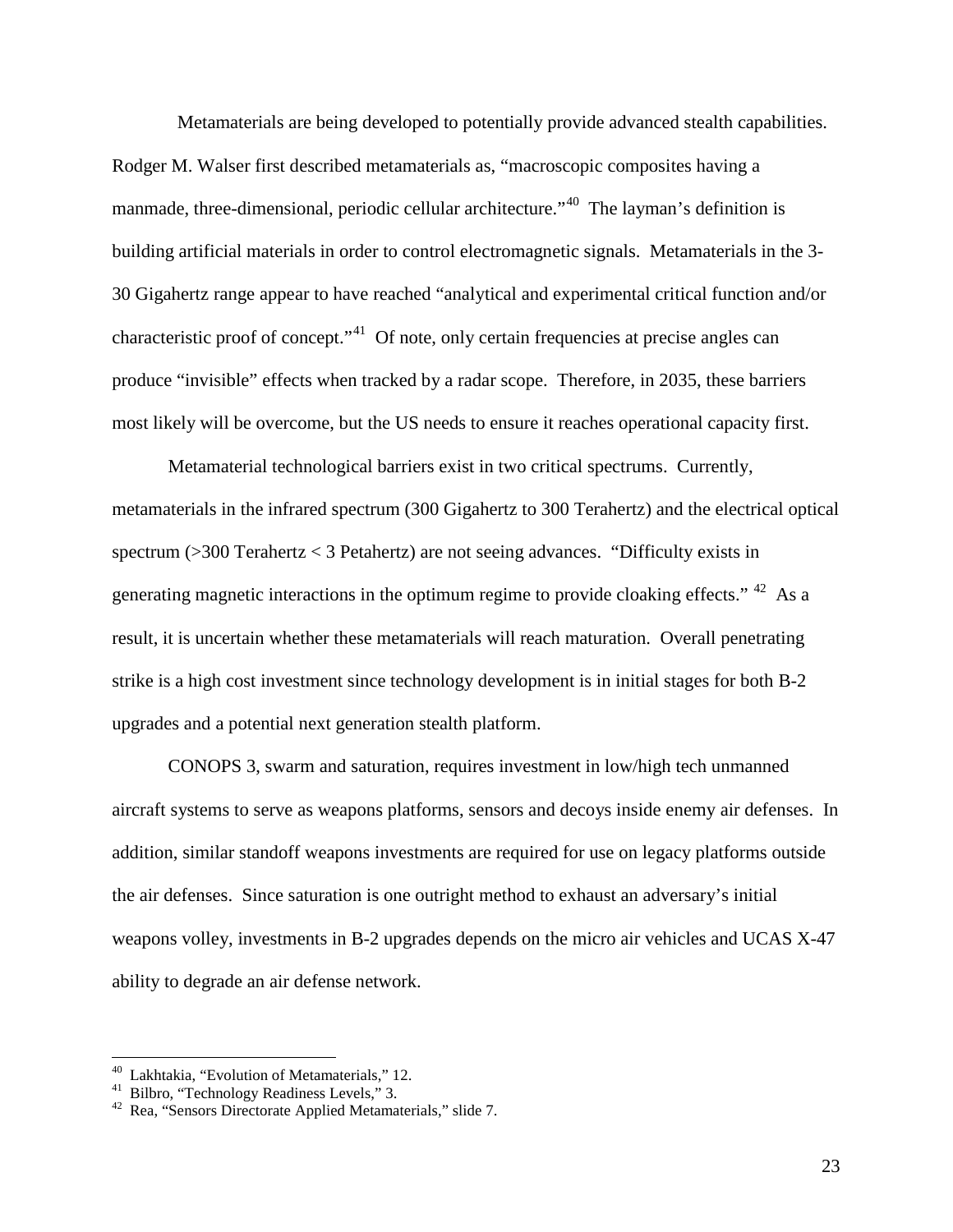Metamaterials are being developed to potentially provide advanced stealth capabilities. Rodger M. Walser first described metamaterials as, "macroscopic composites having a manmade, three-dimensional, periodic cellular architecture."[40] The layman's definition is building artificial materials in order to control electromagnetic signals. Metamaterials in the 3-30 Gigahertz range appear to have reached "analytical and experimental critical function and/or characteristic proof of concept."[41] Of note, only certain frequencies at precise angles can produce "invisible" effects when tracked by a radar scope. Therefore, in 2035, these barriers most likely will be overcome, but the US needs to ensure it reaches operational capacity first.

Metamaterial technological barriers exist in two critical spectrums. Currently, metamaterials in the infrared spectrum (300 Gigahertz to 300 Terahertz) and the electrical optical spectrum (>300 Terahertz < 3 Petahertz) are not seeing advances. "Difficulty exists in generating magnetic interactions in the optimum regime to provide cloaking effects."[42] As a result, it is uncertain whether these metamaterials will reach maturation. Overall penetrating strike is a high cost investment since technology development is in initial stages for both B-2 upgrades and a potential next generation stealth platform.

CONOPS 3, swarm and saturation, requires investment in low/high tech unmanned aircraft systems to serve as weapons platforms, sensors and decoys inside enemy air defenses. In addition, similar standoff weapons investments are required for use on legacy platforms outside the air defenses. Since saturation is one outright method to exhaust an adversary's initial weapons volley, investments in B-2 upgrades depends on the micro air vehicles and UCAS X-47 ability to degrade an air defense network.

---

[40] Lakhtakia, "Evolution of Metamaterials," 12.

[41] Bilbro, "Technology Readiness Levels," 3.

[42] Rea, "Sensors Directorate Applied Metamaterials," slide 7.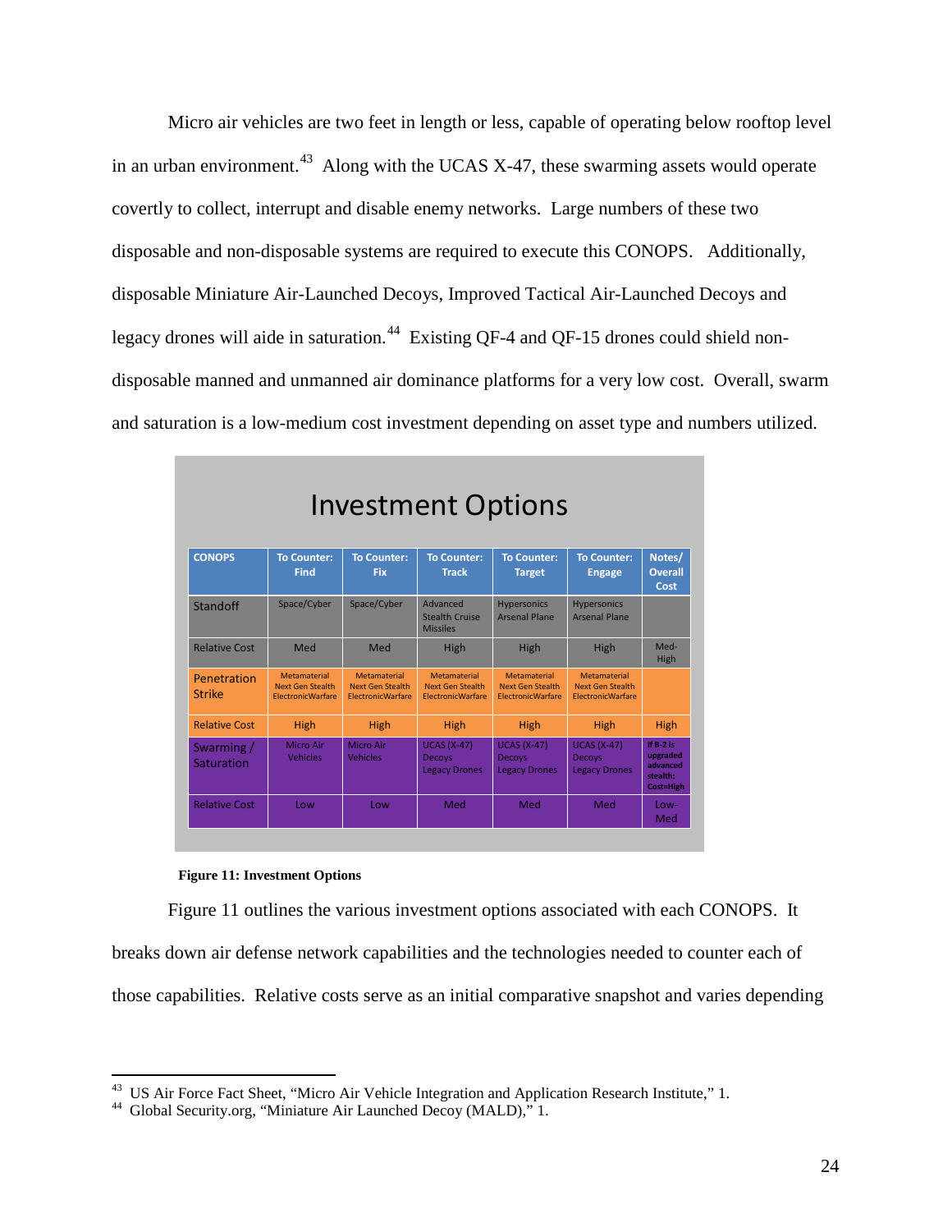Micro air vehicles are two feet in length or less, capable of operating below rooftop level in an urban environment.[43] Along with the UCAS X-47, these swarming assets would operate covertly to collect, interrupt and disable enemy networks. Large numbers of these two disposable and non-disposable systems are required to execute this CONOPS. Additionally, disposable Miniature Air-Launched Decoys, Improved Tactical Air-Launched Decoys and legacy drones will aide in saturation.[44] Existing QF-4 and QF-15 drones could shield non-disposable manned and unmanned air dominance platforms for a very low cost. Overall, swarm and saturation is a low-medium cost investment depending on asset type and numbers utilized.

**Investment Options**

| CONOPS | To Counter: Find | To Counter: Fix | To Counter: Track | To Counter: Target | To Counter: Engage | Notes/ Overall Cost |
|---|---|---|---|---|---|---|
| Standoff | Space/Cyber | Space/Cyber | Advanced Stealth Cruise Missiles | Hypersonics Arsenal Plane | Hypersonics Arsenal Plane | |
| Relative Cost | Med | Med | High | High | High | Med-High |
| Penetration Strike | Metamaterial Next Gen Stealth ElectronicWarfare | Metamaterial Next Gen Stealth ElectronicWarfare | Metamaterial Next Gen Stealth ElectronicWarfare | Metamaterial Next Gen Stealth ElectronicWarfare | Metamaterial Next Gen Stealth ElectronicWarfare | |
| Relative Cost | High | High | High | High | High | High |
| Swarming / Saturation | Micro Air Vehicles | Micro Air Vehicles | UCAS (X-47) Decoys Legacy Drones | UCAS (X-47) Decoys Legacy Drones | UCAS (X-47) Decoys Legacy Drones | If B-2 is upgraded advanced stealth: Cost=High |
| Relative Cost | Low | Low | Med | Med | Med | Low-Med |

**Figure 11: Investment Options**

Figure 11 outlines the various investment options associated with each CONOPS. It breaks down air defense network capabilities and the technologies needed to counter each of those capabilities. Relative costs serve as an initial comparative snapshot and varies depending

---

[43] US Air Force Fact Sheet, "Micro Air Vehicle Integration and Application Research Institute," 1.

[44] Global Security.org, "Miniature Air Launched Decoy (MALD)," 1.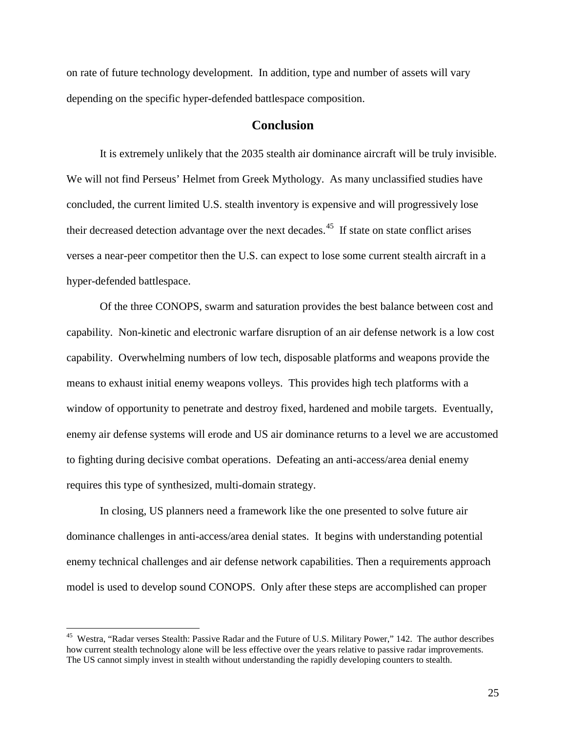on rate of future technology development. In addition, type and number of assets will vary depending on the specific hyper-defended battlespace composition.

## Conclusion

It is extremely unlikely that the 2035 stealth air dominance aircraft will be truly invisible. We will not find Perseus' Helmet from Greek Mythology. As many unclassified studies have concluded, the current limited U.S. stealth inventory is expensive and will progressively lose their decreased detection advantage over the next decades.[45] If state on state conflict arises verses a near-peer competitor then the U.S. can expect to lose some current stealth aircraft in a hyper-defended battlespace.

Of the three CONOPS, swarm and saturation provides the best balance between cost and capability. Non-kinetic and electronic warfare disruption of an air defense network is a low cost capability. Overwhelming numbers of low tech, disposable platforms and weapons provide the means to exhaust initial enemy weapons volleys. This provides high tech platforms with a window of opportunity to penetrate and destroy fixed, hardened and mobile targets. Eventually, enemy air defense systems will erode and US air dominance returns to a level we are accustomed to fighting during decisive combat operations. Defeating an anti-access/area denial enemy requires this type of synthesized, multi-domain strategy.

In closing, US planners need a framework like the one presented to solve future air dominance challenges in anti-access/area denial states. It begins with understanding potential enemy technical challenges and air defense network capabilities. Then a requirements approach model is used to develop sound CONOPS. Only after these steps are accomplished can proper

---

[45] Westra, "Radar verses Stealth: Passive Radar and the Future of U.S. Military Power," 142. The author describes how current stealth technology alone will be less effective over the years relative to passive radar improvements. The US cannot simply invest in stealth without understanding the rapidly developing counters to stealth.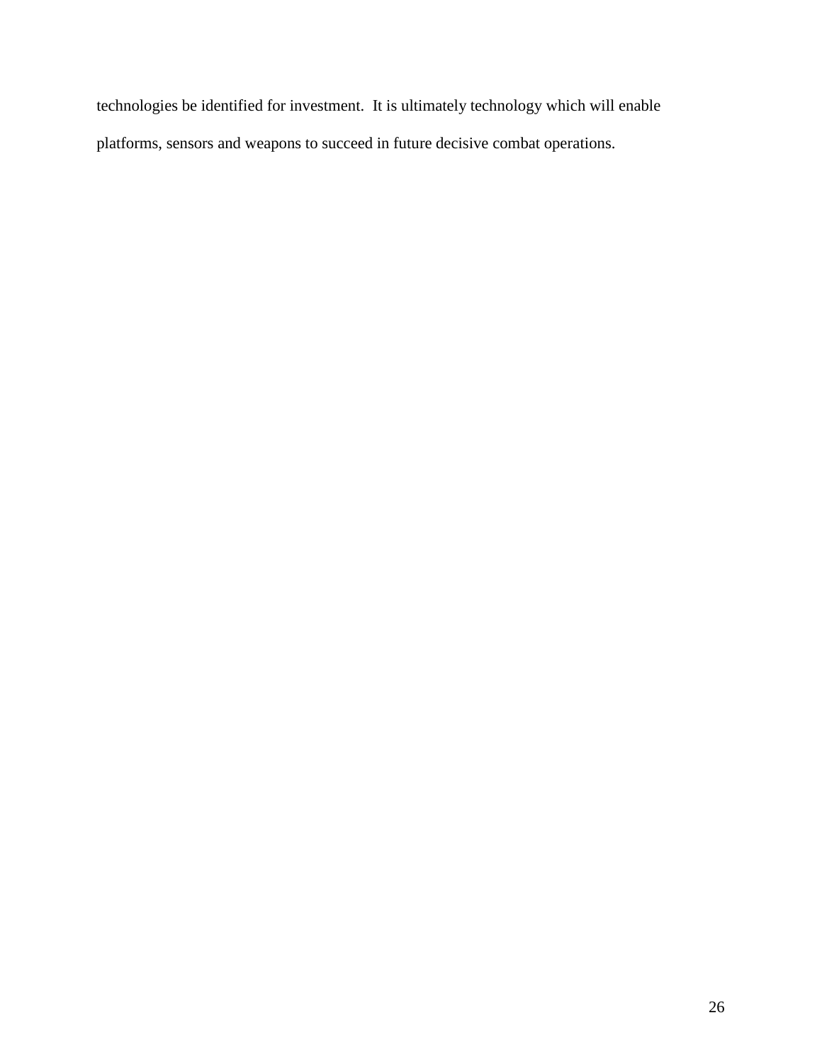technologies be identified for investment.  It is ultimately technology which will enable platforms, sensors and weapons to succeed in future decisive combat operations.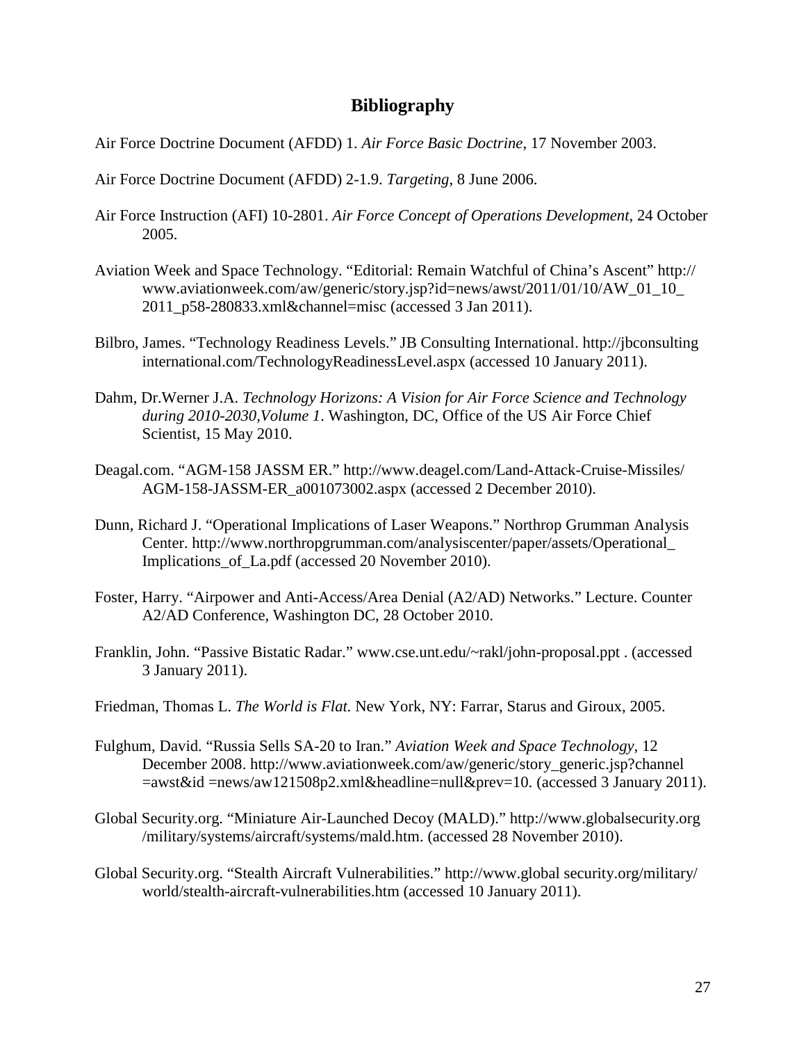# Bibliography

Air Force Doctrine Document (AFDD) 1. *Air Force Basic Doctrine*, 17 November 2003.

Air Force Doctrine Document (AFDD) 2-1.9. *Targeting*, 8 June 2006.

Air Force Instruction (AFI) 10-2801. *Air Force Concept of Operations Development,* 24 October 2005.

Aviation Week and Space Technology. "Editorial: Remain Watchful of China's Ascent" http://www.aviationweek.com/aw/generic/story.jsp?id=news/awst/2011/01/10/AW_01_10_2011_p58-280833.xml&channel=misc (accessed 3 Jan 2011).

Bilbro, James. "Technology Readiness Levels." JB Consulting International. http://jbconsulting international.com/TechnologyReadinessLevel.aspx (accessed 10 January 2011).

Dahm, Dr.Werner J.A. *Technology Horizons: A Vision for Air Force Science and Technology during 2010-2030,Volume 1*. Washington, DC, Office of the US Air Force Chief Scientist, 15 May 2010.

Deagal.com. "AGM-158 JASSM ER." http://www.deagel.com/Land-Attack-Cruise-Missiles/AGM-158-JASSM-ER_a001073002.aspx (accessed 2 December 2010).

Dunn, Richard J. "Operational Implications of Laser Weapons." Northrop Grumman Analysis Center. http://www.northropgrumman.com/analysiscenter/paper/assets/Operational_Implications_of_La.pdf (accessed 20 November 2010).

Foster, Harry. "Airpower and Anti-Access/Area Denial (A2/AD) Networks." Lecture. Counter A2/AD Conference, Washington DC, 28 October 2010.

Franklin, John. "Passive Bistatic Radar." www.cse.unt.edu/~rakl/john-proposal.ppt . (accessed 3 January 2011).

Friedman, Thomas L. *The World is Flat.* New York, NY: Farrar, Starus and Giroux, 2005.

Fulghum, David. "Russia Sells SA-20 to Iran." *Aviation Week and Space Technology*, 12 December 2008. http://www.aviationweek.com/aw/generic/story_generic.jsp?channel=awst&id =news/aw121508p2.xml&headline=null&prev=10. (accessed 3 January 2011).

Global Security.org. "Miniature Air-Launched Decoy (MALD)." http://www.globalsecurity.org/military/systems/aircraft/systems/mald.htm. (accessed 28 November 2010).

Global Security.org. "Stealth Aircraft Vulnerabilities." http://www.global security.org/military/world/stealth-aircraft-vulnerabilities.htm (accessed 10 January 2011).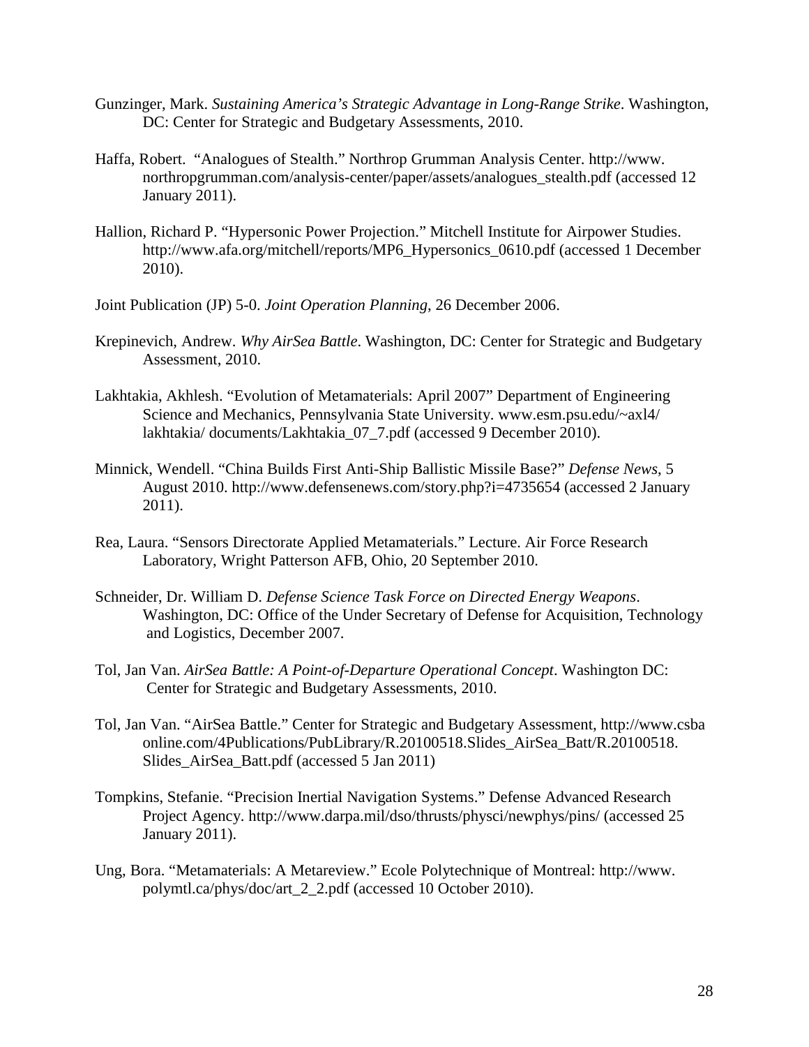Gunzinger, Mark. *Sustaining America's Strategic Advantage in Long-Range Strike*. Washington, DC: Center for Strategic and Budgetary Assessments, 2010.

Haffa, Robert. "Analogues of Stealth." Northrop Grumman Analysis Center. http://www. northropgrumman.com/analysis-center/paper/assets/analogues_stealth.pdf (accessed 12 January 2011).

Hallion, Richard P. "Hypersonic Power Projection." Mitchell Institute for Airpower Studies. http://www.afa.org/mitchell/reports/MP6_Hypersonics_0610.pdf (accessed 1 December 2010).

Joint Publication (JP) 5-0. *Joint Operation Planning*, 26 December 2006.

Krepinevich, Andrew. *Why AirSea Battle*. Washington, DC: Center for Strategic and Budgetary Assessment, 2010.

Lakhtakia, Akhlesh. "Evolution of Metamaterials: April 2007" Department of Engineering Science and Mechanics, Pennsylvania State University. www.esm.psu.edu/~axl4/ lakhtakia/ documents/Lakhtakia_07_7.pdf (accessed 9 December 2010).

Minnick, Wendell. "China Builds First Anti-Ship Ballistic Missile Base?" *Defense News*, 5 August 2010. http://www.defensenews.com/story.php?i=4735654 (accessed 2 January 2011).

Rea, Laura. "Sensors Directorate Applied Metamaterials." Lecture. Air Force Research Laboratory, Wright Patterson AFB, Ohio, 20 September 2010.

Schneider, Dr. William D. *Defense Science Task Force on Directed Energy Weapons*. Washington, DC: Office of the Under Secretary of Defense for Acquisition, Technology and Logistics, December 2007.

Tol, Jan Van. *AirSea Battle: A Point-of-Departure Operational Concept*. Washington DC: Center for Strategic and Budgetary Assessments, 2010.

Tol, Jan Van. "AirSea Battle." Center for Strategic and Budgetary Assessment, http://www.csba online.com/4Publications/PubLibrary/R.20100518.Slides_AirSea_Batt/R.20100518. Slides_AirSea_Batt.pdf (accessed 5 Jan 2011)

Tompkins, Stefanie. "Precision Inertial Navigation Systems." Defense Advanced Research Project Agency. http://www.darpa.mil/dso/thrusts/physci/newphys/pins/ (accessed 25 January 2011).

Ung, Bora. "Metamaterials: A Metareview." Ecole Polytechnique of Montreal: http://www. polymtl.ca/phys/doc/art_2_2.pdf (accessed 10 October 2010).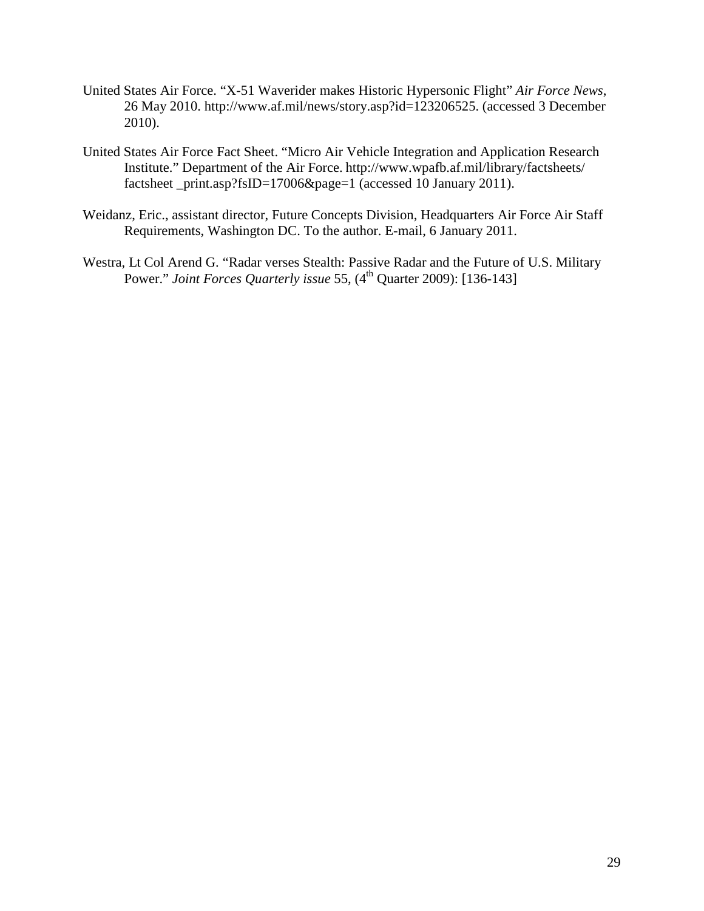United States Air Force. "X-51 Waverider makes Historic Hypersonic Flight" *Air Force News*, 26 May 2010. http://www.af.mil/news/story.asp?id=123206525. (accessed 3 December 2010).

United States Air Force Fact Sheet. "Micro Air Vehicle Integration and Application Research Institute." Department of the Air Force. http://www.wpafb.af.mil/library/factsheets/ factsheet _print.asp?fsID=17006&page=1 (accessed 10 January 2011).

Weidanz, Eric., assistant director, Future Concepts Division, Headquarters Air Force Air Staff Requirements, Washington DC. To the author. E-mail, 6 January 2011.

Westra, Lt Col Arend G. "Radar verses Stealth: Passive Radar and the Future of U.S. Military Power." *Joint Forces Quarterly issue* 55, (4th Quarter 2009): [136-143]